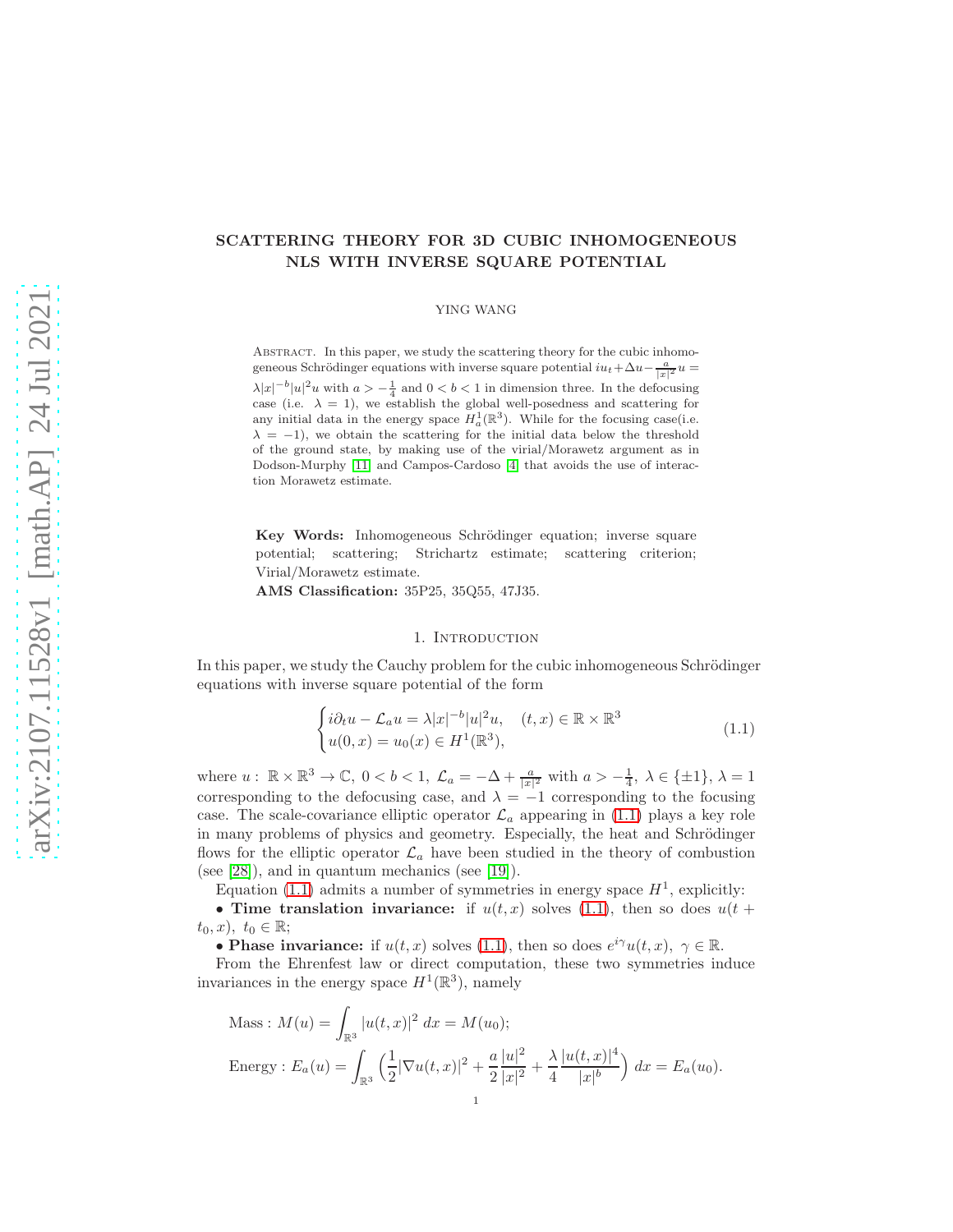# SCATTERING THEORY FOR 3D CUBIC INHOMOGENEOUS NLS WITH INVERSE SQUARE POTENTIAL

YING WANG

Abstract. In this paper, we study the scattering theory for the cubic inhomogeneous Schrödinger equations with inverse square potential $iu_t + \Delta u - \frac{a}{|x|^2}u = \lambda |x|^{-b}|u|^2 u$ with $a > -\frac{1}{4}$ and $0 < b < 1$ in dimension three. In the defocusing case (i.e. $\lambda = 1$), we establish the global well-posedness and scattering for any initial data in the energy space $H^1_a(\mathbb{R}^3)$. While for the focusing case(i.e. $\lambda = -1$), we obtain the scattering for the initial data below the threshold of the ground state, by making use of the virial/Morawetz argument as in Dodson-Murphy [11] and Campos-Cardoso [4] that avoids the use of interaction Morawetz estimate.

**Key Words:** Inhomogeneous Schrödinger equation; inverse square potential; scattering; Strichartz estimate; scattering criterion; Virial/Morawetz estimate.

**AMS Classification:** 35P25, 35Q55, 47J35.

## 1. Introduction

In this paper, we study the Cauchy problem for the cubic inhomogeneous Schrödinger equations with inverse square potential of the form

$$
\begin{cases} i\partial_t u - \mathcal{L}_a u = \lambda |x|^{-b}|u|^2 u, \quad (t,x) \in \mathbb{R} \times \mathbb{R}^3 \\ u(0,x) = u_0(x) \in H^1(\mathbb{R}^3), \end{cases} \tag{1.1}
$$

where $u: \mathbb{R} \times \mathbb{R}^3 \to \mathbb{C}$, $0 < b < 1$, $\mathcal{L}_a = -\Delta + \frac{a}{|x|^2}$ with $a > -\frac{1}{4}$, $\lambda \in \{\pm 1\}$, $\lambda = 1$ corresponding to the defocusing case, and $\lambda = -1$ corresponding to the focusing case. The scale-covariance elliptic operator $\mathcal{L}_a$ appearing in (1.1) plays a key role in many problems of physics and geometry. Especially, the heat and Schrödinger flows for the elliptic operator $\mathcal{L}_a$ have been studied in the theory of combustion (see [28]), and in quantum mechanics (see [19]).

Equation (1.1) admits a number of symmetries in energy space $H^1$, explicitly:

• **Time translation invariance:** if $u(t,x)$ solves (1.1), then so does $u(t + t_0, x)$, $t_0 \in \mathbb{R}$;

• **Phase invariance:** if $u(t,x)$ solves (1.1), then so does $e^{i\gamma}u(t,x)$, $\gamma \in \mathbb{R}$.

From the Ehrenfest law or direct computation, these two symmetries induce invariances in the energy space $H^1(\mathbb{R}^3)$, namely

$$
\text{Mass}: M(u) = \int_{\mathbb{R}^3} |u(t,x)|^2 \, dx = M(u_0);
$$

$$
\text{Energy}: E_a(u) = \int_{\mathbb{R}^3} \Big( \frac{1}{2}|\nabla u(t,x)|^2 + \frac{a}{2}\frac{|u|^2}{|x|^2} + \frac{\lambda}{4}\frac{|u(t,x)|^4}{|x|^b} \Big) \, dx = E_a(u_0).
$$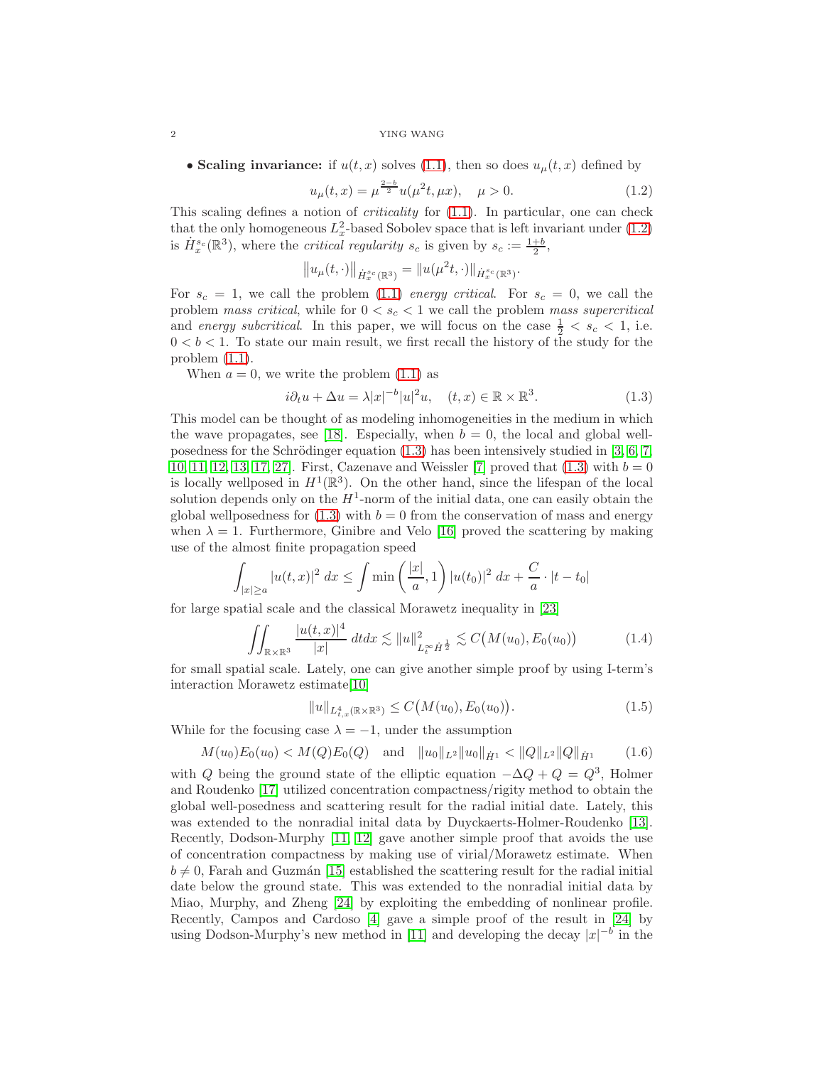- **Scaling invariance:** if $u(t,x)$ solves (1.1), then so does $u_\mu(t,x)$ defined by

$$u_\mu(t,x) = \mu^{\frac{2-b}{2}} u(\mu^2 t, \mu x), \quad \mu > 0. \tag{1.2}$$

This scaling defines a notion of *criticality* for (1.1). In particular, one can check that the only homogeneous $L_x^2$-based Sobolev space that is left invariant under (1.2) is $\dot{H}_x^{s_c}(\mathbb{R}^3)$, where the *critical regularity* $s_c$ is given by $s_c := \frac{1+b}{2}$,

$$\big\|u_\mu(t,\cdot)\big\|_{\dot{H}_x^{s_c}(\mathbb{R}^3)} = \|u(\mu^2 t, \cdot)\|_{\dot{H}_x^{s_c}(\mathbb{R}^3)}.$$

For $s_c = 1$, we call the problem (1.1) *energy critical*. For $s_c = 0$, we call the problem *mass critical*, while for $0 < s_c < 1$ we call the problem *mass supercritical* and *energy subcritical*. In this paper, we will focus on the case $\frac{1}{2} < s_c < 1$, i.e. $0 < b < 1$. To state our main result, we first recall the history of the study for the problem (1.1).

When $a = 0$, we write the problem (1.1) as

$$i\partial_t u + \Delta u = \lambda |x|^{-b} |u|^2 u, \quad (t,x) \in \mathbb{R} \times \mathbb{R}^3. \tag{1.3}$$

This model can be thought of as modeling inhomogeneities in the medium in which the wave propagates, see [18]. Especially, when $b = 0$, the local and global well-posedness for the Schrödinger equation (1.3) has been intensively studied in [3, 6, 7, 10, 11, 12, 13, 17, 27]. First, Cazenave and Weissler [7] proved that (1.3) with $b = 0$ is locally wellposed in $H^1(\mathbb{R}^3)$. On the other hand, since the lifespan of the local solution depends only on the $H^1$-norm of the initial data, one can easily obtain the global wellposedness for (1.3) with $b = 0$ from the conservation of mass and energy when $\lambda = 1$. Furthermore, Ginibre and Velo [16] proved the scattering by making use of the almost finite propagation speed

$$\int_{|x|\geq a} |u(t,x)|^2 \, dx \leq \int \min\left(\frac{|x|}{a}, 1\right) |u(t_0)|^2 \, dx + \frac{C}{a} \cdot |t - t_0|$$

for large spatial scale and the classical Morawetz inequality in [23]

$$\iint_{\mathbb{R}\times\mathbb{R}^3} \frac{|u(t,x)|^4}{|x|} \, dt dx \lesssim \|u\|^2_{L_t^\infty \dot{H}^{\frac{1}{2}}} \lesssim C\big(M(u_0), E_0(u_0)\big) \tag{1.4}$$

for small spatial scale. Lately, one can give another simple proof by using I-term's interaction Morawetz estimate[10]

$$\|u\|_{L^4_{t,x}(\mathbb{R}\times\mathbb{R}^3)} \leq C\big(M(u_0), E_0(u_0)\big). \tag{1.5}$$

While for the focusing case $\lambda = -1$, under the assumption

$$M(u_0)E_0(u_0) < M(Q)E_0(Q) \quad \text{and} \quad \|u_0\|_{L^2}\|u_0\|_{\dot{H}^1} < \|Q\|_{L^2}\|Q\|_{\dot{H}^1} \tag{1.6}$$

with $Q$ being the ground state of the elliptic equation $-\Delta Q + Q = Q^3$, Holmer and Roudenko [17] utilized concentration compactness/rigity method to obtain the global well-posedness and scattering result for the radial initial date. Lately, this was extended to the nonradial inital data by Duyckaerts-Holmer-Roudenko [13]. Recently, Dodson-Murphy [11, 12] gave another simple proof that avoids the use of concentration compactness by making use of virial/Morawetz estimate. When $b \neq 0$, Farah and Guzmán [15] established the scattering result for the radial initial date below the ground state. This was extended to the nonradial initial data by Miao, Murphy, and Zheng [24] by exploiting the embedding of nonlinear profile. Recently, Campos and Cardoso [4] gave a simple proof of the result in [24] by using Dodson-Murphy's new method in [11] and developing the decay $|x|^{-b}$ in the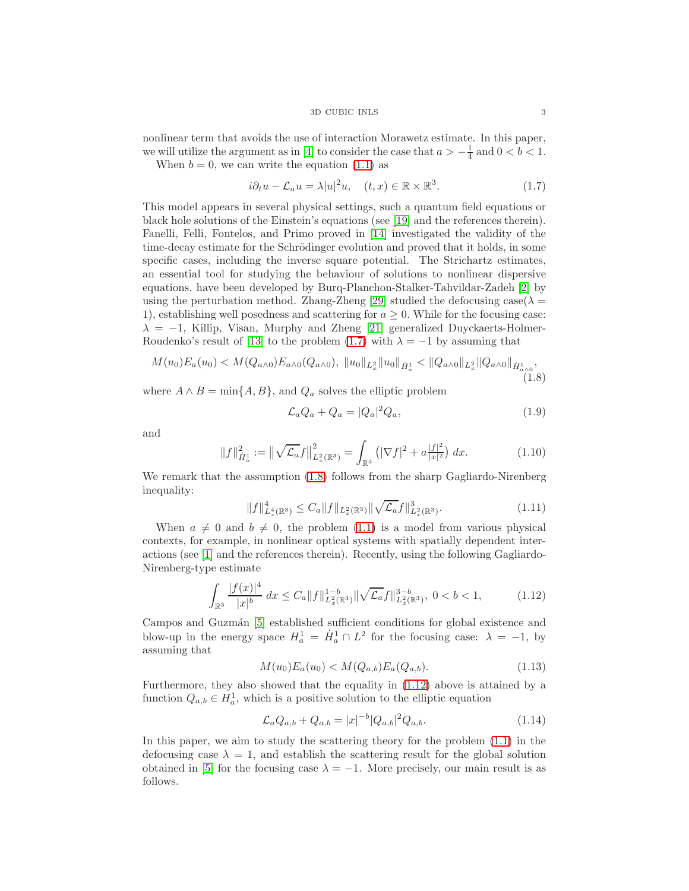nonlinear term that avoids the use of interaction Morawetz estimate. In this paper, we will utilize the argument as in [4] to consider the case that $a > -\frac{1}{4}$ and $0 < b < 1$.

When $b = 0$, we can write the equation (1.1) as

$$i\partial_t u - \mathcal{L}_a u = \lambda |u|^2 u, \quad (t,x) \in \mathbb{R} \times \mathbb{R}^3. \tag{1.7}$$

This model appears in several physical settings, such a quantum field equations or black hole solutions of the Einstein's equations (see [19] and the references therein). Fanelli, Felli, Fontelos, and Primo proved in [14] investigated the validity of the time-decay estimate for the Schrödinger evolution and proved that it holds, in some specific cases, including the inverse square potential. The Strichartz estimates, an essential tool for studying the behaviour of solutions to nonlinear dispersive equations, have been developed by Burq-Planchon-Stalker-Tahvildar-Zadeh [2] by using the perturbation method. Zhang-Zheng [29] studied the defocusing case($\lambda = 1$), establishing well posedness and scattering for $a \geq 0$. While for the focusing case: $\lambda = -1$, Killip, Visan, Murphy and Zheng [21] generalized Duyckaerts-Holmer-Roudenko's result of [13] to the problem (1.7) with $\lambda = -1$ by assuming that

$$M(u_0)E_a(u_0) < M(Q_{a\wedge 0})E_{a\wedge 0}(Q_{a\wedge 0}), \ \|u_0\|_{L^2_x}\|u_0\|_{\dot{H}^1_a} < \|Q_{a\wedge 0}\|_{L^2_x}\|Q_{a\wedge 0}\|_{\dot{H}^1_{a\wedge 0}}, \tag{1.8}$$

where $A \wedge B = \min\{A, B\}$, and $Q_a$ solves the elliptic problem

$$\mathcal{L}_a Q_a + Q_a = |Q_a|^2 Q_a, \tag{1.9}$$

and

$$\|f\|^2_{\dot{H}^1_a} := \left\|\sqrt{\mathcal{L}_a} f\right\|^2_{L^2_x(\mathbb{R}^3)} = \int_{\mathbb{R}^3} \left(|\nabla f|^2 + a\tfrac{|f|^2}{|x|^2}\right) dx. \tag{1.10}$$

We remark that the assumption (1.8) follows from the sharp Gagliardo-Nirenberg inequality:

$$\|f\|^4_{L^4_x(\mathbb{R}^3)} \leq C_a \|f\|_{L^2_x(\mathbb{R}^3)} \|\sqrt{\mathcal{L}_a} f\|^3_{L^2_x(\mathbb{R}^3)}. \tag{1.11}$$

When $a \neq 0$ and $b \neq 0$, the problem (1.1) is a model from various physical contexts, for example, in nonlinear optical systems with spatially dependent interactions (see [1] and the references therein). Recently, using the following Gagliardo-Nirenberg-type estimate

$$\int_{\mathbb{R}^3} \frac{|f(x)|^4}{|x|^b}\, dx \leq C_a \|f\|^{1-b}_{L^2_x(\mathbb{R}^3)} \|\sqrt{\mathcal{L}_a} f\|^{3-b}_{L^2_x(\mathbb{R}^3)}, \ 0 < b < 1, \tag{1.12}$$

Campos and Guzmán [5] established sufficient conditions for global existence and blow-up in the energy space $H^1_a = \dot{H}^1_a \cap L^2$ for the focusing case: $\lambda = -1$, by assuming that

$$M(u_0)E_a(u_0) < M(Q_{a,b})E_a(Q_{a,b}). \tag{1.13}$$

Furthermore, they also showed that the equality in (1.12) above is attained by a function $Q_{a,b} \in H^1_a$, which is a positive solution to the elliptic equation

$$\mathcal{L}_a Q_{a,b} + Q_{a,b} = |x|^{-b}|Q_{a,b}|^2 Q_{a,b}. \tag{1.14}$$

In this paper, we aim to study the scattering theory for the problem (1.1) in the defocusing case $\lambda = 1$, and establish the scattering result for the global solution obtained in [5] for the focusing case $\lambda = -1$. More precisely, our main result is as follows.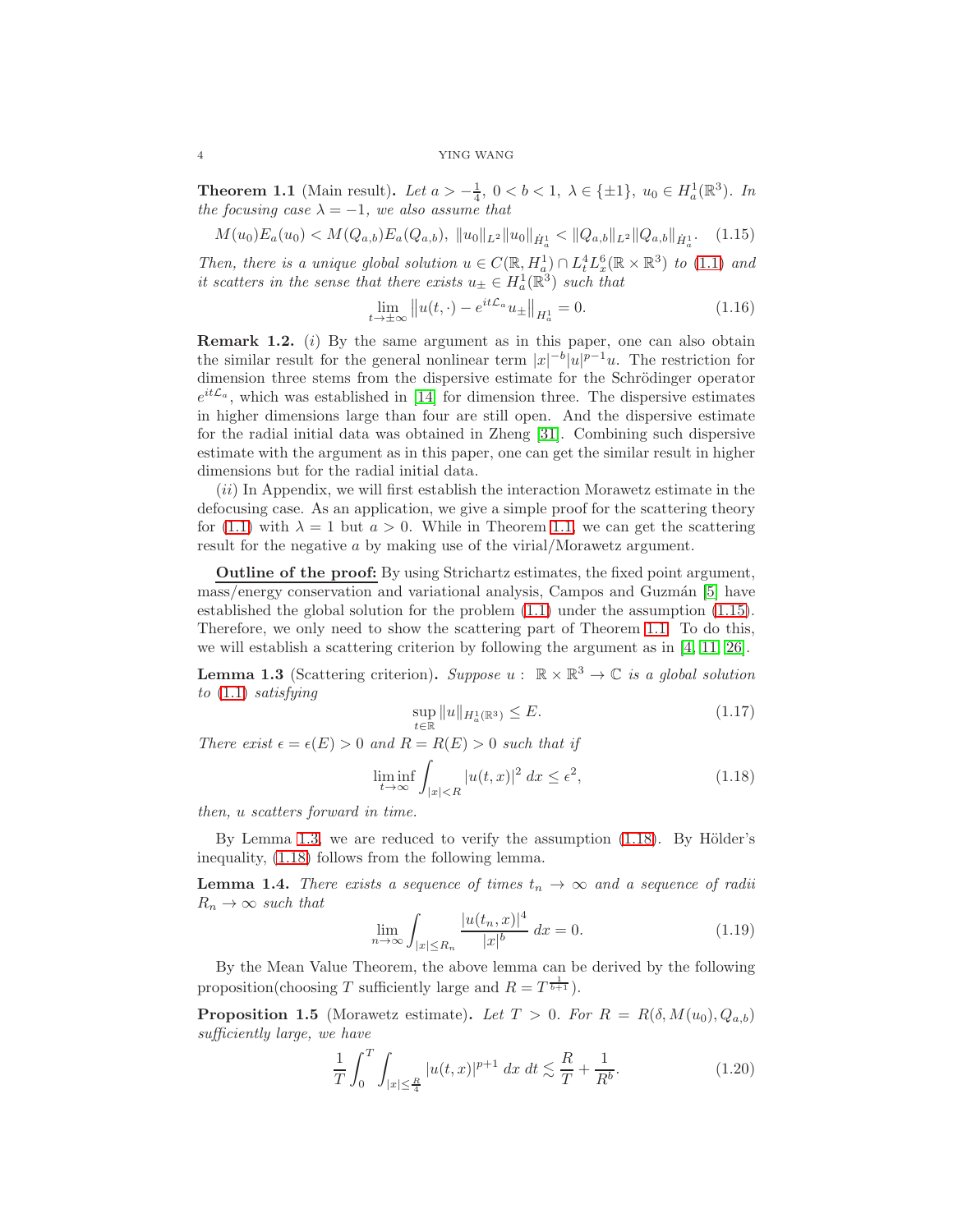**Theorem 1.1** (Main result)**.** *Let $a > -\frac{1}{4}$, $0 < b < 1$, $\lambda \in \{\pm 1\}$, $u_0 \in H^1_a(\mathbb{R}^3)$. In the focusing case $\lambda = -1$, we also assume that*

$$M(u_0)E_a(u_0) < M(Q_{a,b})E_a(Q_{a,b}),\ \|u_0\|_{L^2}\|u_0\|_{\dot{H}^1_a} < \|Q_{a,b}\|_{L^2}\|Q_{a,b}\|_{\dot{H}^1_a}. \tag{1.15}$$

*Then, there is a unique global solution $u \in C(\mathbb{R}, H^1_a) \cap L^4_t L^6_x(\mathbb{R}\times\mathbb{R}^3)$ to (1.1) and it scatters in the sense that there exists $u_\pm \in H^1_a(\mathbb{R}^3)$ such that*

$$\lim_{t\to\pm\infty} \left\|u(t,\cdot) - e^{it\mathcal{L}_a}u_\pm\right\|_{H^1_a} = 0. \tag{1.16}$$

**Remark 1.2.** $(i)$ By the same argument as in this paper, one can also obtain the similar result for the general nonlinear term $|x|^{-b}|u|^{p-1}u$. The restriction for dimension three stems from the dispersive estimate for the Schrödinger operator $e^{it\mathcal{L}_a}$, which was established in [14] for dimension three. The dispersive estimates in higher dimensions large than four are still open. And the dispersive estimate for the radial initial data was obtained in Zheng [31]. Combining such dispersive estimate with the argument as in this paper, one can get the similar result in higher dimensions but for the radial initial data.

$(ii)$ In Appendix, we will first establish the interaction Morawetz estimate in the defocusing case. As an application, we give a simple proof for the scattering theory for (1.1) with $\lambda = 1$ but $a > 0$. While in Theorem 1.1, we can get the scattering result for the negative $a$ by making use of the virial/Morawetz argument.

**Outline of the proof:** By using Strichartz estimates, the fixed point argument, mass/energy conservation and variational analysis, Campos and Guzmán [5] have established the global solution for the problem (1.1) under the assumption (1.15). Therefore, we only need to show the scattering part of Theorem 1.1. To do this, we will establish a scattering criterion by following the argument as in [4, 11, 26].

**Lemma 1.3** (Scattering criterion)**.** *Suppose $u: \mathbb{R}\times\mathbb{R}^3 \to \mathbb{C}$ is a global solution to (1.1) satisfying*

$$\sup_{t\in\mathbb{R}} \|u\|_{H^1_a(\mathbb{R}^3)} \le E. \tag{1.17}$$

*There exist $\epsilon = \epsilon(E) > 0$ and $R = R(E) > 0$ such that if*

$$\liminf_{t\to\infty} \int_{|x|<R} |u(t,x)|^2\, dx \le \epsilon^2, \tag{1.18}$$

*then, $u$ scatters forward in time.*

By Lemma 1.3, we are reduced to verify the assumption (1.18). By Hölder's inequality, (1.18) follows from the following lemma.

**Lemma 1.4.** *There exists a sequence of times $t_n \to \infty$ and a sequence of radii $R_n \to \infty$ such that*

$$\lim_{n\to\infty} \int_{|x|\le R_n} \frac{|u(t_n,x)|^4}{|x|^b}\, dx = 0. \tag{1.19}$$

By the Mean Value Theorem, the above lemma can be derived by the following proposition(choosing $T$ sufficiently large and $R = T^{\frac{1}{b+1}}$).

**Proposition 1.5** (Morawetz estimate)**.** *Let $T > 0$. For $R = R(\delta, M(u_0), Q_{a,b})$ sufficiently large, we have*

$$\frac{1}{T}\int_0^T \int_{|x|\le\frac{R}{4}} |u(t,x)|^{p+1}\, dx\, dt \lesssim \frac{R}{T} + \frac{1}{R^b}. \tag{1.20}$$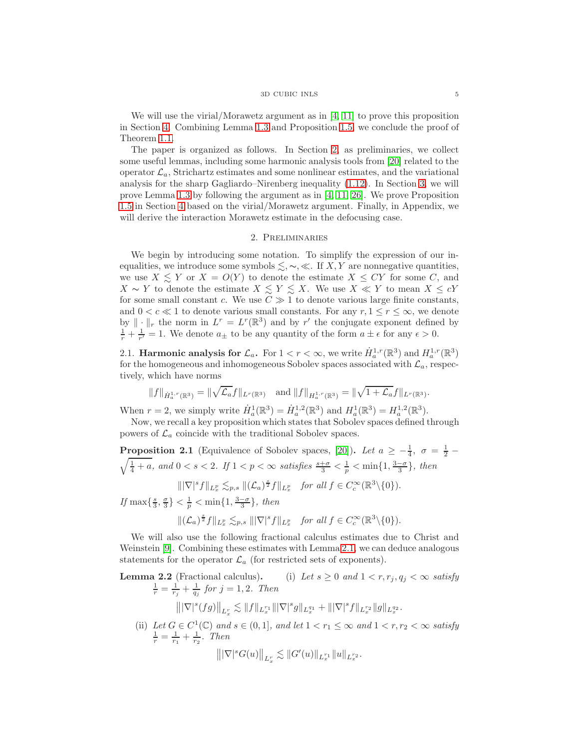We will use the virial/Morawetz argument as in [4, 11] to prove this proposition in Section 4. Combining Lemma 1.3 and Proposition 1.5, we conclude the proof of Theorem 1.1.

The paper is organized as follows. In Section 2, as preliminaries, we collect some useful lemmas, including some harmonic analysis tools from [20] related to the operator $\mathcal{L}_a$, Strichartz estimates and some nonlinear estimates, and the variational analysis for the sharp Gagliardo–Nirenberg inequality (1.12). In Section 3, we will prove Lemma 1.3 by following the argument as in [4, 11, 26]. We prove Proposition 1.5 in Section 4 based on the virial/Morawetz argument. Finally, in Appendix, we will derive the interaction Morawetz estimate in the defocusing case.

## 2. Preliminaries

We begin by introducing some notation. To simplify the expression of our inequalities, we introduce some symbols $\lesssim, \sim, \ll$. If $X, Y$ are nonnegative quantities, we use $X \lesssim Y$ or $X = O(Y)$ to denote the estimate $X \leq CY$ for some $C$, and $X \sim Y$ to denote the estimate $X \lesssim Y \lesssim X$. We use $X \ll Y$ to mean $X \leq cY$ for some small constant $c$. We use $C \gg 1$ to denote various large finite constants, and $0 < c \ll 1$ to denote various small constants. For any $r, 1 \leq r \leq \infty$, we denote by $\|\cdot\|_r$ the norm in $L^r = L^r(\mathbb{R}^3)$ and by $r'$ the conjugate exponent defined by $\frac{1}{r} + \frac{1}{r'} = 1$. We denote $a_\pm$ to be any quantity of the form $a \pm \epsilon$ for any $\epsilon > 0$.

### 2.1. Harmonic analysis for $\mathcal{L}_a$.

For $1 < r < \infty$, we write $\dot{H}^{1,r}_a(\mathbb{R}^3)$ and $H^{1,r}_a(\mathbb{R}^3)$ for the homogeneous and inhomogeneous Sobolev spaces associated with $\mathcal{L}_a$, respectively, which have norms

$$\|f\|_{\dot{H}^{1,r}_a(\mathbb{R}^3)} = \|\sqrt{\mathcal{L}_a} f\|_{L^r(\mathbb{R}^3)} \quad \text{and } \|f\|_{H^{1,r}_a(\mathbb{R}^3)} = \|\sqrt{1+\mathcal{L}_a} f\|_{L^r(\mathbb{R}^3)}.$$

When $r = 2$, we simply write $\dot{H}^1_a(\mathbb{R}^3) = \dot{H}^{1,2}_a(\mathbb{R}^3)$ and $H^1_a(\mathbb{R}^3) = H^{1,2}_a(\mathbb{R}^3)$.

Now, we recall a key proposition which states that Sobolev spaces defined through powers of $\mathcal{L}_a$ coincide with the traditional Sobolev spaces.

**Proposition 2.1** (Equivalence of Sobolev spaces, [20]). *Let $a \geq -\frac{1}{4}$, $\sigma = \frac{1}{2} - \sqrt{\frac{1}{4} + a}$, and $0 < s < 2$. If $1 < p < \infty$ satisfies $\frac{s+\sigma}{3} < \frac{1}{p} < \min\{1, \frac{3-\sigma}{3}\}$, then*

$$\||\nabla|^s f\|_{L^p_x} \lesssim_{p,s} \|(\mathcal{L}_a)^{\frac{s}{2}} f\|_{L^p_x} \quad \text{for all } f \in C_c^\infty(\mathbb{R}^3 \backslash \{0\}).$$

*If $\max\{\frac{s}{3}, \frac{\sigma}{3}\} < \frac{1}{p} < \min\{1, \frac{3-\sigma}{3}\}$, then*

$$\|(\mathcal{L}_a)^{\frac{s}{2}} f\|_{L^p_x} \lesssim_{p,s} \||\nabla|^s f\|_{L^p_x} \quad \text{for all } f \in C_c^\infty(\mathbb{R}^3 \backslash \{0\}).$$

We will also use the following fractional calculus estimates due to Christ and Weinstein [9]. Combining these estimates with Lemma 2.1, we can deduce analogous statements for the operator $\mathcal{L}_a$ (for restricted sets of exponents).

**Lemma 2.2** (Fractional calculus).
(i) *Let $s \geq 0$ and $1 < r, r_j, q_j < \infty$ satisfy $\frac{1}{r} = \frac{1}{r_j} + \frac{1}{q_j}$ for $j = 1, 2$. Then*

$$\big\||\nabla|^s (fg)\big\|_{L^r_x} \lesssim \|f\|_{L^{r_1}_x} \||\nabla|^s g\|_{L^{q_1}_x} + \||\nabla|^s f\|_{L^{r_2}_x} \|g\|_{L^{q_2}_x}.$$

(ii) *Let $G \in C^1(\mathbb{C})$ and $s \in (0, 1]$, and let $1 < r_1 \leq \infty$ and $1 < r, r_2 < \infty$ satisfy $\frac{1}{r} = \frac{1}{r_1} + \frac{1}{r_2}$. Then*

$$\big\||\nabla|^s G(u)\big\|_{L^r_x} \lesssim \|G'(u)\|_{L^{r_1}_x} \|u\|_{L^{r_2}_x}.$$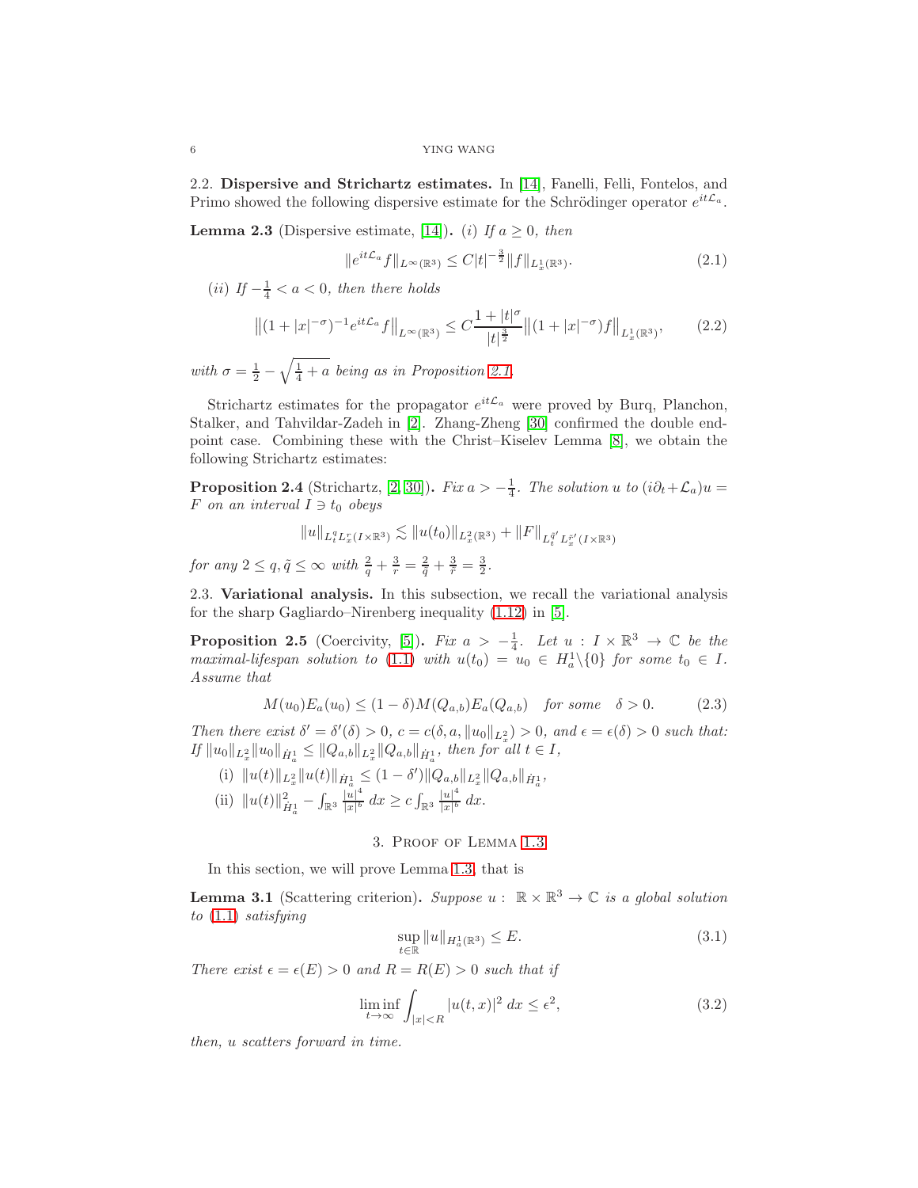2.2. **Dispersive and Strichartz estimates.** In [14], Fanelli, Felli, Fontelos, and Primo showed the following dispersive estimate for the Schrödinger operator $e^{it\mathcal{L}_a}$.

**Lemma 2.3** (Dispersive estimate, [14]). *(i) If $a \geq 0$, then*

$$\|e^{it\mathcal{L}_a} f\|_{L^\infty(\mathbb{R}^3)} \leq C|t|^{-\frac{3}{2}}\|f\|_{L^1_x(\mathbb{R}^3)}. \tag{2.1}$$

*(ii) If $-\frac{1}{4} < a < 0$, then there holds*

$$\big\|(1+|x|^{-\sigma})^{-1} e^{it\mathcal{L}_a} f\big\|_{L^\infty(\mathbb{R}^3)} \leq C\frac{1+|t|^\sigma}{|t|^{\frac{3}{2}}}\big\|(1+|x|^{-\sigma})f\big\|_{L^1_x(\mathbb{R}^3)}, \tag{2.2}$$

*with $\sigma = \frac{1}{2} - \sqrt{\frac{1}{4}+a}$ being as in Proposition 2.1.*

Strichartz estimates for the propagator $e^{it\mathcal{L}_a}$ were proved by Burq, Planchon, Stalker, and Tahvildar-Zadeh in [2]. Zhang-Zheng [30] confirmed the double endpoint case. Combining these with the Christ–Kiselev Lemma [8], we obtain the following Strichartz estimates:

**Proposition 2.4** (Strichartz, [2, 30]). *Fix $a > -\frac{1}{4}$. The solution $u$ to $(i\partial_t + \mathcal{L}_a)u = F$ on an interval $I \ni t_0$ obeys*

$$\|u\|_{L^q_t L^r_x(I\times\mathbb{R}^3)} \lesssim \|u(t_0)\|_{L^2_x(\mathbb{R}^3)} + \|F\|_{L^{\tilde{q}'}_t L^{\tilde{r}'}_x(I\times\mathbb{R}^3)}$$

*for any $2 \leq q, \tilde{q} \leq \infty$ with $\frac{2}{q} + \frac{3}{r} = \frac{2}{\tilde{q}} + \frac{3}{\tilde{r}} = \frac{3}{2}$.*

2.3. **Variational analysis.** In this subsection, we recall the variational analysis for the sharp Gagliardo–Nirenberg inequality (1.12) in [5].

**Proposition 2.5** (Coercivity, [5]). *Fix $a > -\frac{1}{4}$. Let $u : I \times \mathbb{R}^3 \to \mathbb{C}$ be the maximal-lifespan solution to (1.1) with $u(t_0) = u_0 \in H^1_a\backslash\{0\}$ for some $t_0 \in I$. Assume that*

$$M(u_0)E_a(u_0) \leq (1-\delta)M(Q_{a,b})E_a(Q_{a,b}) \quad \text{for some} \quad \delta > 0. \tag{2.3}$$

*Then there exist $\delta' = \delta'(\delta) > 0$, $c = c(\delta, a, \|u_0\|_{L^2_x}) > 0$, and $\epsilon = \epsilon(\delta) > 0$ such that: If $\|u_0\|_{L^2_x}\|u_0\|_{\dot{H}^1_a} \leq \|Q_{a,b}\|_{L^2_x}\|Q_{a,b}\|_{\dot{H}^1_a}$, then for all $t \in I$,*

- (i) $\|u(t)\|_{L^2_x}\|u(t)\|_{\dot{H}^1_a} \leq (1-\delta')\|Q_{a,b}\|_{L^2_x}\|Q_{a,b}\|_{\dot{H}^1_a}$,
- (ii) $\|u(t)\|^2_{\dot{H}^1_a} - \int_{\mathbb{R}^3} \frac{|u|^4}{|x|^b}\,dx \geq c\int_{\mathbb{R}^3}\frac{|u|^4}{|x|^b}\,dx$.

## 3. Proof of Lemma 1.3

In this section, we will prove Lemma 1.3, that is

**Lemma 3.1** (Scattering criterion). *Suppose $u : \mathbb{R}\times\mathbb{R}^3 \to \mathbb{C}$ is a global solution to (1.1) satisfying*

$$\sup_{t\in\mathbb{R}}\|u\|_{H^1_a(\mathbb{R}^3)} \leq E. \tag{3.1}$$

*There exist $\epsilon = \epsilon(E) > 0$ and $R = R(E) > 0$ such that if*

$$\liminf_{t\to\infty}\int_{|x|<R}|u(t,x)|^2\,dx \leq \epsilon^2, \tag{3.2}$$

*then, $u$ scatters forward in time.*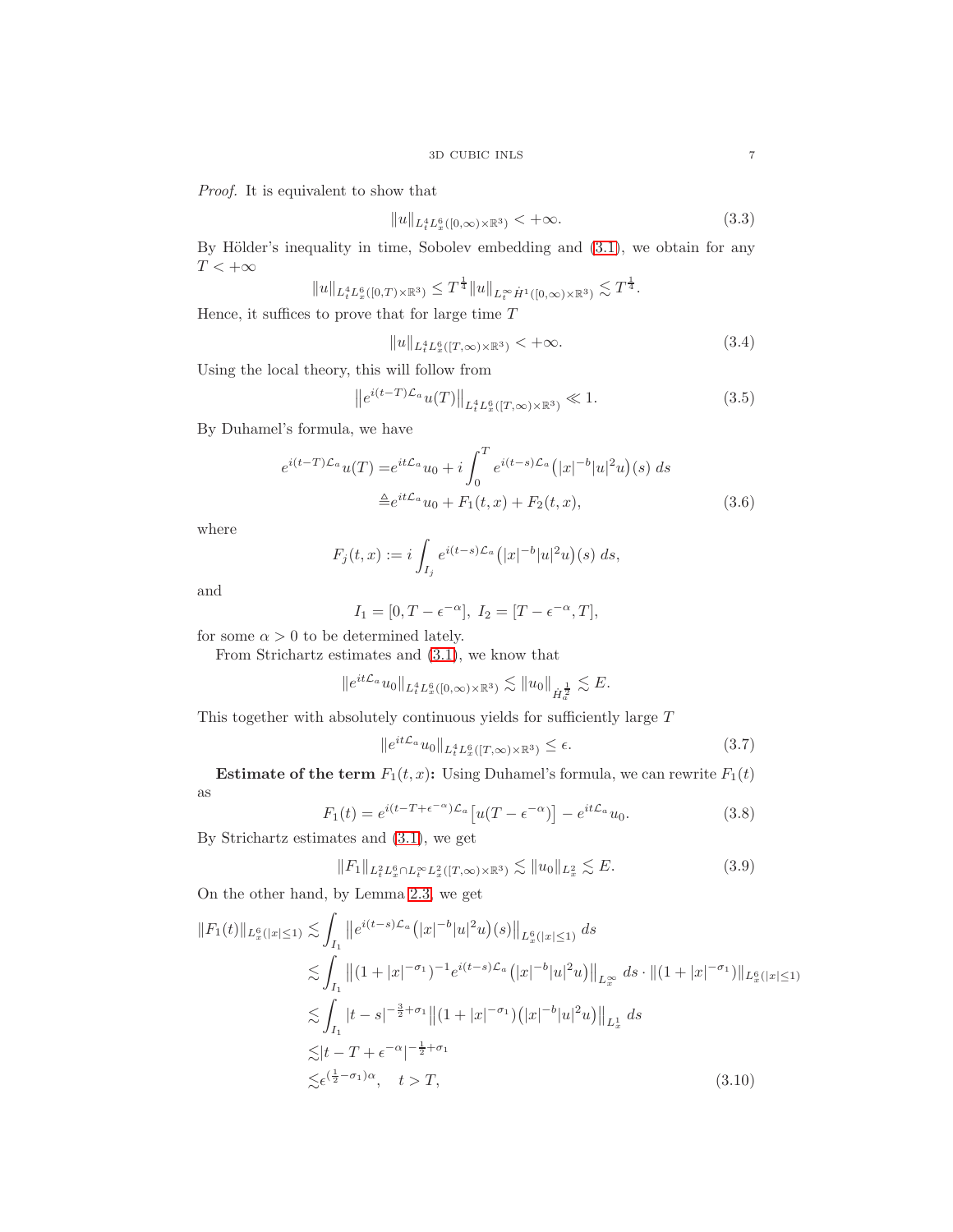*Proof.* It is equivalent to show that

$$\|u\|_{L_t^4 L_x^6([0,\infty)\times\mathbb{R}^3)} < +\infty. \tag{3.3}$$

By Hölder's inequality in time, Sobolev embedding and (3.1), we obtain for any $T < +\infty$

$$\|u\|_{L_t^4 L_x^6([0,T)\times\mathbb{R}^3)} \leq T^{\frac{1}{4}} \|u\|_{L_t^\infty \dot{H}^1([0,\infty)\times\mathbb{R}^3)} \lesssim T^{\frac{1}{4}}.$$

Hence, it suffices to prove that for large time $T$

$$\|u\|_{L_t^4 L_x^6([T,\infty)\times\mathbb{R}^3)} < +\infty. \tag{3.4}$$

Using the local theory, this will follow from

$$\big\|e^{i(t-T)\mathcal{L}_a} u(T)\big\|_{L_t^4 L_x^6([T,\infty)\times\mathbb{R}^3)} \ll 1. \tag{3.5}$$

By Duhamel's formula, we have

$$\begin{aligned} e^{i(t-T)\mathcal{L}_a} u(T) =& e^{it\mathcal{L}_a} u_0 + i\int_0^T e^{i(t-s)\mathcal{L}_a}\big(|x|^{-b}|u|^2 u\big)(s)\, ds \\ \triangleq& e^{it\mathcal{L}_a} u_0 + F_1(t,x) + F_2(t,x), \end{aligned} \tag{3.6}$$

where

$$F_j(t,x) := i\int_{I_j} e^{i(t-s)\mathcal{L}_a}\big(|x|^{-b}|u|^2 u\big)(s)\, ds,$$

and

$$I_1 = [0, T-\epsilon^{-\alpha}],\ I_2 = [T-\epsilon^{-\alpha}, T],$$

for some $\alpha > 0$ to be determined lately.

From Strichartz estimates and (3.1), we know that

$$\|e^{it\mathcal{L}_a} u_0\|_{L_t^4 L_x^6([0,\infty)\times\mathbb{R}^3)} \lesssim \|u_0\|_{\dot{H}_a^{\frac{1}{2}}} \lesssim E.$$

This together with absolutely continuous yields for sufficiently large $T$

$$\|e^{it\mathcal{L}_a} u_0\|_{L_t^4 L_x^6([T,\infty)\times\mathbb{R}^3)} \leq \epsilon. \tag{3.7}$$

**Estimate of the term $F_1(t,x)$:** Using Duhamel's formula, we can rewrite $F_1(t)$ as

$$F_1(t) = e^{i(t-T+\epsilon^{-\alpha})\mathcal{L}_a}\big[u(T-\epsilon^{-\alpha})\big] - e^{it\mathcal{L}_a} u_0. \tag{3.8}$$

By Strichartz estimates and (3.1), we get

$$\|F_1\|_{L_t^2 L_x^6 \cap L_t^\infty L_x^2([T,\infty)\times\mathbb{R}^3)} \lesssim \|u_0\|_{L_x^2} \lesssim E. \tag{3.9}$$

On the other hand, by Lemma 2.3, we get

$$\begin{aligned} \|F_1(t)\|_{L_x^6(|x|\leq 1)} \lesssim& \int_{I_1} \big\|e^{i(t-s)\mathcal{L}_a}\big(|x|^{-b}|u|^2 u\big)(s)\big\|_{L_x^6(|x|\leq 1)}\, ds \\ \lesssim& \int_{I_1} \big\|(1+|x|^{-\sigma_1})^{-1} e^{i(t-s)\mathcal{L}_a}\big(|x|^{-b}|u|^2 u\big)\big\|_{L_x^\infty}\, ds \cdot \|(1+|x|^{-\sigma_1})\|_{L_x^6(|x|\leq 1)} \\ \lesssim& \int_{I_1} |t-s|^{-\frac{3}{2}+\sigma_1} \big\|(1+|x|^{-\sigma_1})\big(|x|^{-b}|u|^2 u\big)\big\|_{L_x^1}\, ds \\ \lesssim& |t-T+\epsilon^{-\alpha}|^{-\frac{1}{2}+\sigma_1} \\ \lesssim& \epsilon^{(\frac{1}{2}-\sigma_1)\alpha}, \quad t > T, \end{aligned} \tag{3.10}$$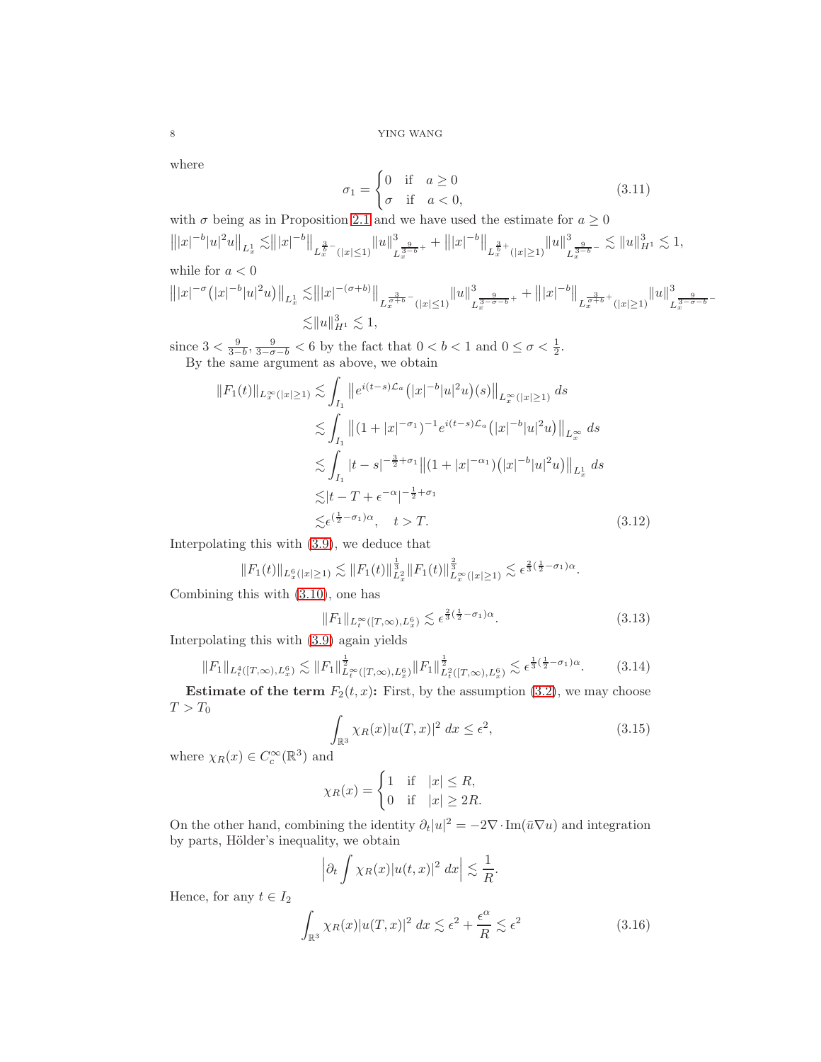where

$$\sigma_1 = \begin{cases} 0 & \text{if} \quad a \geq 0 \\ \sigma & \text{if} \quad a < 0, \end{cases} \tag{3.11}$$

with $\sigma$ being as in Proposition 2.1 and we have used the estimate for $a \geq 0$

$$\big\| |x|^{-b}|u|^2 u \big\|_{L^1_x} \lesssim \big\| |x|^{-b} \big\|_{L_x^{\frac{3}{b}-}(|x|\leq 1)} \|u\|^3_{L_x^{\frac{9}{3-b}+}} + \big\| |x|^{-b} \big\|_{L_x^{\frac{3}{b}+}(|x|\geq 1)} \|u\|^3_{L_x^{\frac{9}{3-b}-}} \lesssim \|u\|^3_{H^1} \lesssim 1,$$

while for $a < 0$

$$\begin{aligned}\big\| |x|^{-\sigma}\big(|x|^{-b}|u|^2 u\big) \big\|_{L^1_x} \lesssim & \big\| |x|^{-(\sigma+b)} \big\|_{L_x^{\frac{3}{\sigma+b}-}(|x|\leq 1)} \|u\|^3_{L_x^{\frac{9}{3-\sigma-b}+}} + \big\| |x|^{-b} \big\|_{L_x^{\frac{3}{\sigma+b}+}(|x|\geq 1)} \|u\|^3_{L_x^{\frac{9}{3-\sigma-b}-}} \\ \lesssim & \|u\|^3_{H^1} \lesssim 1,\end{aligned}$$

since $3 < \frac{9}{3-b}, \frac{9}{3-\sigma-b} < 6$ by the fact that $0 < b < 1$ and $0 \leq \sigma < \frac{1}{2}$.

By the same argument as above, we obtain

$$\begin{aligned}\|F_1(t)\|_{L_x^\infty(|x|\geq 1)} \lesssim & \int_{I_1} \big\| e^{i(t-s)\mathcal{L}_a}\big(|x|^{-b}|u|^2 u\big)(s) \big\|_{L_x^\infty(|x|\geq 1)}\, ds \\ \lesssim & \int_{I_1} \big\| (1+|x|^{-\sigma_1})^{-1} e^{i(t-s)\mathcal{L}_a}\big(|x|^{-b}|u|^2 u\big) \big\|_{L_x^\infty}\, ds \\ \lesssim & \int_{I_1} |t-s|^{-\frac{3}{2}+\sigma_1} \big\| (1+|x|^{-\alpha_1})\big(|x|^{-b}|u|^2 u\big) \big\|_{L^1_x}\, ds \\ \lesssim & |t-T+\epsilon^{-\alpha}|^{-\frac{1}{2}+\sigma_1} \\ \lesssim & \epsilon^{(\frac{1}{2}-\sigma_1)\alpha}, \quad t > T.\end{aligned} \tag{3.12}$$

Interpolating this with (3.9), we deduce that

$$\|F_1(t)\|_{L_x^6(|x|\geq 1)} \lesssim \|F_1(t)\|^{\frac{1}{3}}_{L^2_x} \|F_1(t)\|^{\frac{2}{3}}_{L_x^\infty(|x|\geq 1)} \lesssim \epsilon^{\frac{2}{3}(\frac{1}{2}-\sigma_1)\alpha}.$$

Combining this with (3.10), one has

$$\|F_1\|_{L_t^\infty([T,\infty), L_x^6)} \lesssim \epsilon^{\frac{2}{3}(\frac{1}{2}-\sigma_1)\alpha}. \tag{3.13}$$

Interpolating this with (3.9) again yields

$$\|F_1\|_{L_t^4([T,\infty), L_x^6)} \lesssim \|F_1\|^{\frac{1}{2}}_{L_t^\infty([T,\infty), L_x^6)} \|F_1\|^{\frac{1}{2}}_{L_t^2([T,\infty), L_x^6)} \lesssim \epsilon^{\frac{1}{3}(\frac{1}{2}-\sigma_1)\alpha}. \tag{3.14}$$

**Estimate of the term $F_2(t,x)$:** First, by the assumption (3.2), we may choose $T > T_0$

$$\int_{\mathbb{R}^3} \chi_R(x)|u(T,x)|^2\, dx \leq \epsilon^2, \tag{3.15}$$

where $\chi_R(x) \in C_c^\infty(\mathbb{R}^3)$ and

$$\chi_R(x) = \begin{cases} 1 & \text{if} \quad |x| \leq R, \\ 0 & \text{if} \quad |x| \geq 2R. \end{cases}$$

On the other hand, combining the identity $\partial_t |u|^2 = -2\nabla \cdot \operatorname{Im}(\bar{u}\nabla u)$ and integration by parts, Hölder's inequality, we obtain

$$\Big| \partial_t \int \chi_R(x)|u(t,x)|^2\, dx \Big| \lesssim \frac{1}{R}.$$

Hence, for any $t \in I_2$

$$\int_{\mathbb{R}^3} \chi_R(x)|u(T,x)|^2\, dx \lesssim \epsilon^2 + \frac{\epsilon^\alpha}{R} \lesssim \epsilon^2 \tag{3.16}$$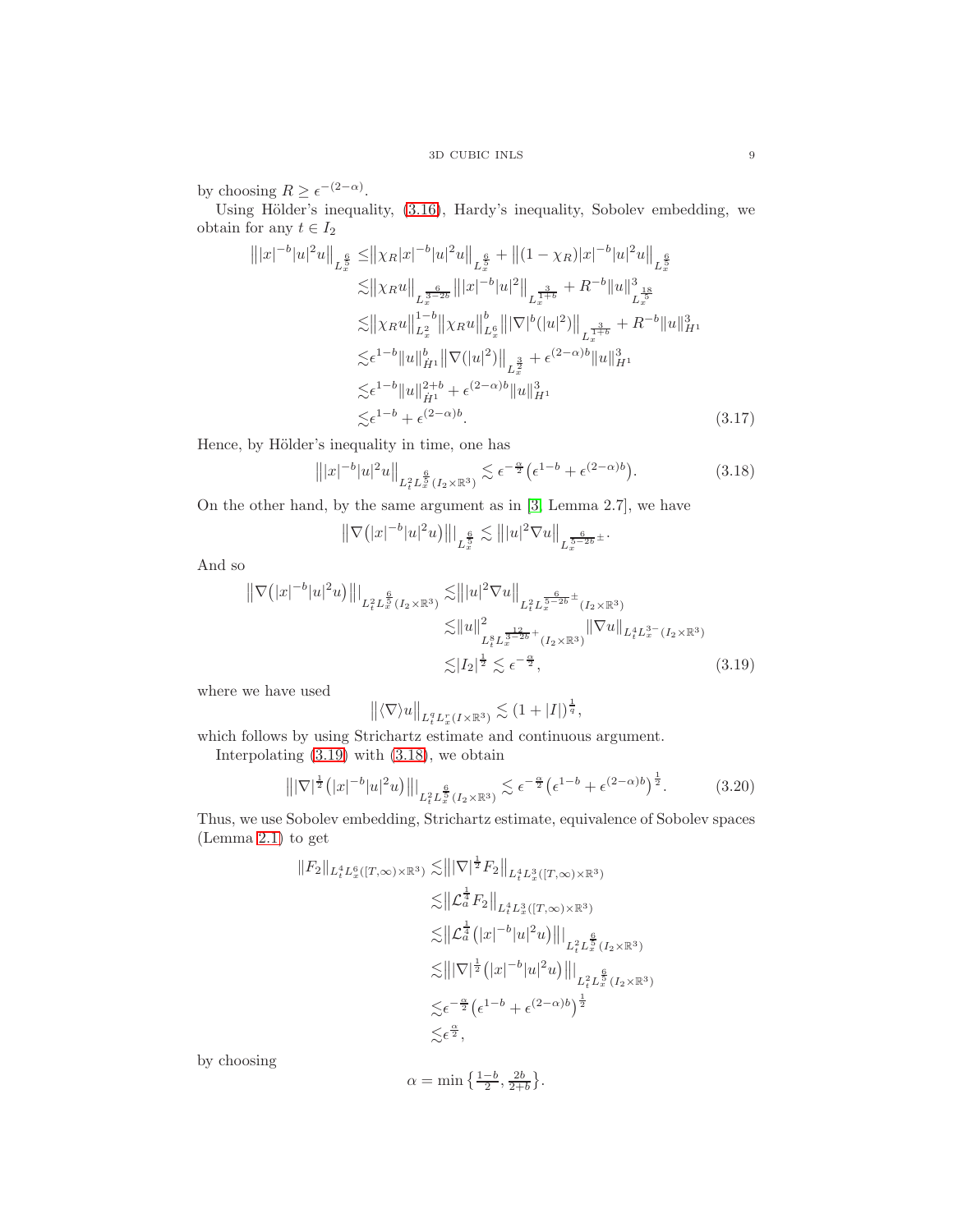by choosing $R \geq \epsilon^{-(2-\alpha)}$.

Using Hölder's inequality, (3.16), Hardy's inequality, Sobolev embedding, we obtain for any $t \in I_2$

$$
\begin{aligned}
\big\||x|^{-b}|u|^2 u\big\|_{L_x^{\frac{6}{5}}} \leq & \big\|\chi_R |x|^{-b}|u|^2 u\big\|_{L_x^{\frac{6}{5}}} + \big\|(1-\chi_R)|x|^{-b}|u|^2 u\big\|_{L_x^{\frac{6}{5}}} \\
\lesssim & \big\|\chi_R u\big\|_{L_x^{\frac{6}{3-2b}}} \big\||x|^{-b}|u|^2\big\|_{L_x^{\frac{3}{1+b}}} + R^{-b}\|u\|^3_{L_x^{\frac{18}{5}}} \\
\lesssim & \big\|\chi_R u\big\|^{1-b}_{L_x^2} \big\|\chi_R u\big\|^b_{L_x^6} \big\||\nabla|^b(|u|^2)\big\|_{L_x^{\frac{3}{1+b}}} + R^{-b}\|u\|^3_{H^1} \\
\lesssim & \epsilon^{1-b}\|u\|^b_{\dot H^1} \big\|\nabla(|u|^2)\big\|_{L_x^{\frac{3}{2}}} + \epsilon^{(2-\alpha)b}\|u\|^3_{H^1} \\
\lesssim & \epsilon^{1-b}\|u\|^{2+b}_{\dot H^1} + \epsilon^{(2-\alpha)b}\|u\|^3_{H^1} \\
\lesssim & \epsilon^{1-b} + \epsilon^{(2-\alpha)b}.
\end{aligned} \tag{3.17}
$$

Hence, by Hölder's inequality in time, one has

$$
\big\||x|^{-b}|u|^2 u\big\|_{L_t^2 L_x^{\frac{6}{5}}(I_2\times\mathbb{R}^3)} \lesssim \epsilon^{-\frac{\alpha}{2}}\big(\epsilon^{1-b} + \epsilon^{(2-\alpha)b}\big). \tag{3.18}
$$

On the other hand, by the same argument as in [3, Lemma 2.7], we have

$$
\big\|\nabla\big(|x|^{-b}|u|^2 u\big)\big\|_{L_x^{\frac{6}{5}}} \lesssim \big\||u|^2 \nabla u\big\|_{L_x^{\frac{6}{5-2b}\pm}}.
$$

And so

$$
\begin{aligned}
\big\|\nabla\big(|x|^{-b}|u|^2 u\big)\big\|_{L_t^2 L_x^{\frac{6}{5}}(I_2\times\mathbb{R}^3)} \lesssim & \big\||u|^2\nabla u\big\|_{L_t^2 L_x^{\frac{6}{5-2b}\pm}(I_2\times\mathbb{R}^3)} \\
\lesssim & \|u\|^2_{L_t^8 L_x^{\frac{12}{3-2b}+}(I_2\times\mathbb{R}^3)} \|\nabla u\|_{L_t^4 L_x^{3-}(I_2\times\mathbb{R}^3)} \\
\lesssim & |I_2|^{\frac{1}{2}} \lesssim \epsilon^{-\frac{\alpha}{2}},
\end{aligned} \tag{3.19}
$$

where we have used

$$
\big\|\langle\nabla\rangle u\big\|_{L_t^q L_x^r(I\times\mathbb{R}^3)} \lesssim (1+|I|)^{\frac{1}{q}},
$$

which follows by using Strichartz estimate and continuous argument.

Interpolating (3.19) with (3.18), we obtain

$$
\big\||\nabla|^{\frac{1}{2}}\big(|x|^{-b}|u|^2 u\big)\big\|_{L_t^2 L_x^{\frac{6}{5}}(I_2\times\mathbb{R}^3)} \lesssim \epsilon^{-\frac{\alpha}{2}}\big(\epsilon^{1-b} + \epsilon^{(2-\alpha)b}\big)^{\frac{1}{2}}. \tag{3.20}
$$

Thus, we use Sobolev embedding, Strichartz estimate, equivalence of Sobolev spaces (Lemma 2.1) to get

$$
\begin{aligned}
\|F_2\|_{L_t^4 L_x^6([T,\infty)\times\mathbb{R}^3)} \lesssim & \big\||\nabla|^{\frac{1}{2}} F_2\big\|_{L_t^4 L_x^3([T,\infty)\times\mathbb{R}^3)} \\
\lesssim & \big\|\mathcal{L}_a^{\frac{1}{4}} F_2\big\|_{L_t^4 L_x^3([T,\infty)\times\mathbb{R}^3)} \\
\lesssim & \big\|\mathcal{L}_a^{\frac{1}{4}}\big(|x|^{-b}|u|^2 u\big)\big\|_{L_t^2 L_x^{\frac{6}{5}}(I_2\times\mathbb{R}^3)} \\
\lesssim & \big\||\nabla|^{\frac{1}{2}}\big(|x|^{-b}|u|^2 u\big)\big\|_{L_t^2 L_x^{\frac{6}{5}}(I_2\times\mathbb{R}^3)} \\
\lesssim & \epsilon^{-\frac{\alpha}{2}}\big(\epsilon^{1-b} + \epsilon^{(2-\alpha)b}\big)^{\frac{1}{2}} \\
\lesssim & \epsilon^{\frac{\alpha}{2}},
\end{aligned}
$$

by choosing

$$
\alpha = \min\big\{\tfrac{1-b}{2}, \tfrac{2b}{2+b}\big\}.
$$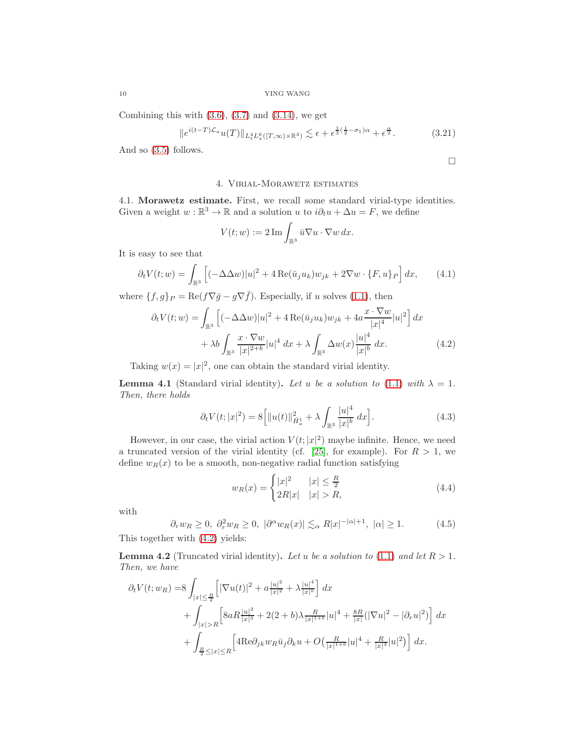Combining this with (3.6), (3.7) and (3.14), we get

$$\|e^{i(t-T)\mathcal{L}_a}u(T)\|_{L_t^4L_x^6([T,\infty)\times\mathbb{R}^3)} \lesssim \epsilon + \epsilon^{\frac{1}{3}(\frac{1}{2}-\sigma_1)\alpha} + \epsilon^{\frac{\alpha}{2}}. \tag{3.21}$$

And so (3.5) follows.

□

## 4. Virial-Morawetz estimates

**4.1. Morawetz estimate.** First, we recall some standard virial-type identities. Given a weight $w:\mathbb{R}^3\to\mathbb{R}$ and a solution $u$ to $i\partial_t u+\Delta u=F$, we define

$$V(t;w) := 2\,\mathrm{Im}\int_{\mathbb{R}^3}\bar{u}\nabla u\cdot\nabla w\,dx.$$

It is easy to see that

$$\partial_t V(t;w) = \int_{\mathbb{R}^3}\Big[(-\Delta\Delta w)|u|^2 + 4\,\mathrm{Re}(\bar{u}_j u_k)w_{jk} + 2\nabla w\cdot\{F,u\}_P\Big]\,dx, \tag{4.1}$$

where $\{f,g\}_P = \mathrm{Re}(f\nabla\bar{g} - g\nabla\bar{f})$. Especially, if $u$ solves (1.1), then

$$\begin{aligned}\partial_t V(t;w) = &\int_{\mathbb{R}^3}\Big[(-\Delta\Delta w)|u|^2 + 4\,\mathrm{Re}(\bar{u}_j u_k)w_{jk} + 4a\frac{x\cdot\nabla w}{|x|^4}|u|^2\Big]\,dx\\ &+\lambda b\int_{\mathbb{R}^3}\frac{x\cdot\nabla w}{|x|^{2+b}}|u|^4\,dx + \lambda\int_{\mathbb{R}^3}\Delta w(x)\frac{|u|^4}{|x|^b}\,dx.\end{aligned} \tag{4.2}$$

Taking $w(x)=|x|^2$, one can obtain the standard virial identity.

**Lemma 4.1** (Standard virial identity)**.** *Let $u$ be a solution to (1.1) with $\lambda=1$. Then, there holds*

$$\partial_t V(t;|x|^2) = 8\Big[\|u(t)\|^2_{\dot{H}^1_a} + \lambda\int_{\mathbb{R}^3}\frac{|u|^4}{|x|^b}\,dx\Big]. \tag{4.3}$$

However, in our case, the virial action $V(t;|x|^2)$ maybe infinite. Hence, we need a truncated version of the virial identity (cf. [25], for example). For $R>1$, we define $w_R(x)$ to be a smooth, non-negative radial function satisfying

$$w_R(x) = \begin{cases}|x|^2 & |x|\le\frac{R}{2}\\ 2R|x| & |x|>R,\end{cases} \tag{4.4}$$

with

$$\partial_r w_R\ge 0,\ \partial_r^2 w_R\ge 0,\ |\partial^\alpha w_R(x)|\lesssim_\alpha R|x|^{-|\alpha|+1},\ |\alpha|\ge 1. \tag{4.5}$$

This together with (4.2) yields:

**Lemma 4.2** (Truncated virial identity)**.** *Let $u$ be a solution to (1.1) and let $R>1$. Then, we have*

$$\begin{aligned}\partial_t V(t;w_R) = &8\int_{|x|\le\frac{R}{2}}\Big[|\nabla u(t)|^2 + a\tfrac{|u|^2}{|x|^2} + \lambda\tfrac{|u|^4}{|x|^b}\Big]\,dx\\ &+\int_{|x|>R}\Big[8aR\tfrac{|u|^2}{|x|^3} + 2(2+b)\lambda\tfrac{R}{|x|^{1+b}}|u|^4 + \tfrac{8R}{|x|}(|\nabla u|^2 - |\partial_r u|^2)\Big]\,dx\\ &+\int_{\frac{R}{2}\le|x|\le R}\Big[4\mathrm{Re}\partial_{jk}w_R\bar{u}_j\partial_k u + O\big(\tfrac{R}{|x|^{1+b}}|u|^4 + \tfrac{R}{|x|^3}|u|^2\big)\Big]\,dx.\end{aligned}$$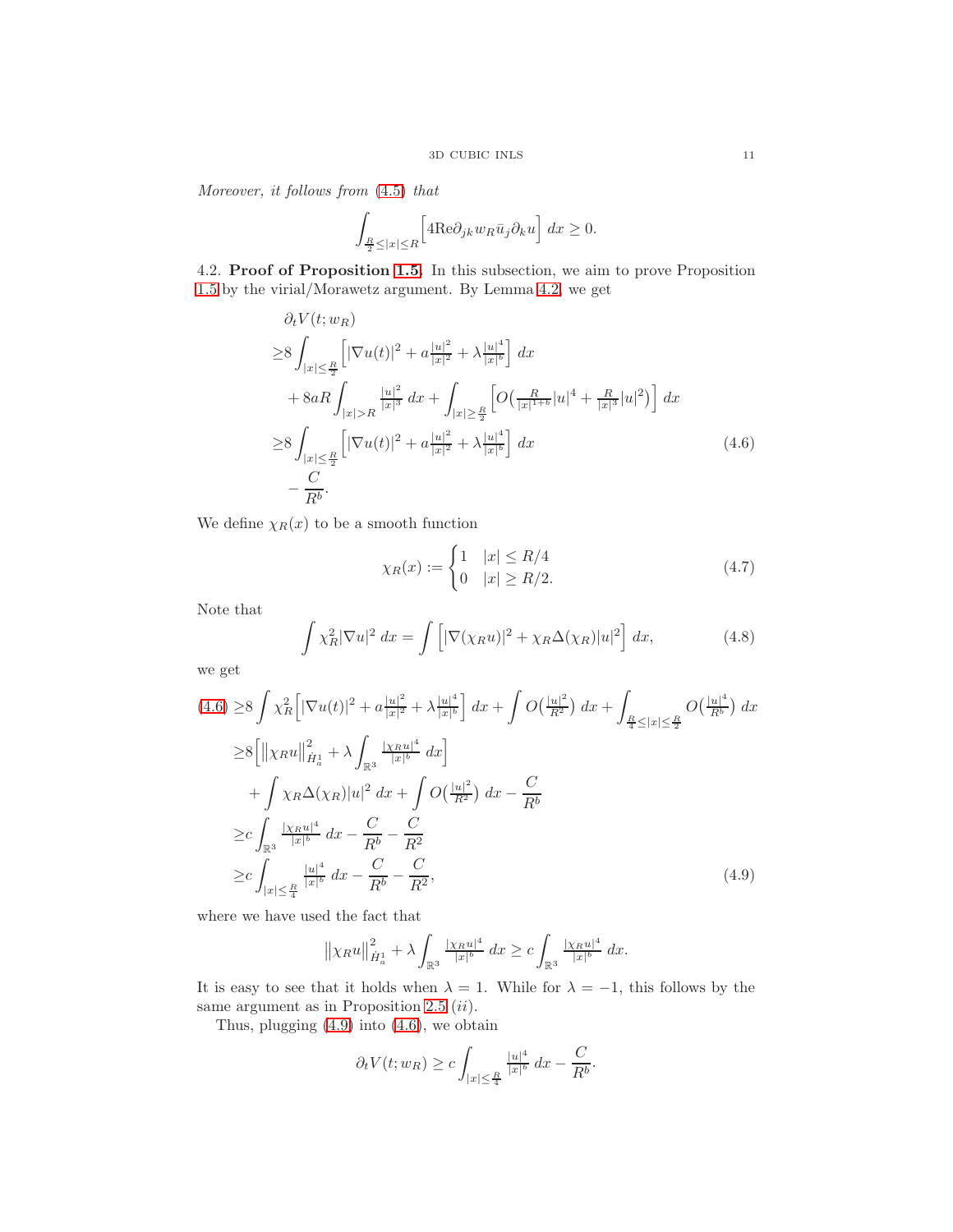*Moreover, it follows from (4.5) that*

$$\int_{\frac{R}{2}\le|x|\le R}\Big[4\mathrm{Re}\partial_{jk}w_R\bar{u}_j\partial_k u\Big]\,dx\ge 0.$$

4.2. **Proof of Proposition 1.5.** In this subsection, we aim to prove Proposition 1.5 by the virial/Morawetz argument. By Lemma 4.2, we get

$$\begin{aligned}
&\partial_t V(t;w_R)\\
\ge&8\int_{|x|\le\frac{R}{2}}\Big[|\nabla u(t)|^2+a\tfrac{|u|^2}{|x|^2}+\lambda\tfrac{|u|^4}{|x|^b}\Big]\,dx\\
&+8aR\int_{|x|>R}\tfrac{|u|^2}{|x|^3}\,dx+\int_{|x|\ge\frac{R}{2}}\Big[O\big(\tfrac{R}{|x|^{1+b}}|u|^4+\tfrac{R}{|x|^3}|u|^2\big)\Big]\,dx\\
\ge&8\int_{|x|\le\frac{R}{2}}\Big[|\nabla u(t)|^2+a\tfrac{|u|^2}{|x|^2}+\lambda\tfrac{|u|^4}{|x|^b}\Big]\,dx\\
&-\frac{C}{R^b}.
\end{aligned}\tag{4.6}$$

We define $\chi_R(x)$ to be a smooth function

$$\chi_R(x):=\begin{cases}1 & |x|\le R/4\\ 0 & |x|\ge R/2.\end{cases}\tag{4.7}$$

Note that

$$\int\chi_R^2|\nabla u|^2\,dx=\int\Big[|\nabla(\chi_R u)|^2+\chi_R\Delta(\chi_R)|u|^2\Big]\,dx,\tag{4.8}$$

we get

$$\begin{aligned}
(4.6)\ge&8\int\chi_R^2\Big[|\nabla u(t)|^2+a\tfrac{|u|^2}{|x|^2}+\lambda\tfrac{|u|^4}{|x|^b}\Big]\,dx+\int O\big(\tfrac{|u|^2}{R^2}\big)\,dx+\int_{\frac{R}{4}\le|x|\le\frac{R}{2}}O\big(\tfrac{|u|^4}{R^b}\big)\,dx\\
\ge&8\Big[\big\|\chi_R u\big\|_{\dot H_a^1}^2+\lambda\int_{\mathbb{R}^3}\tfrac{|\chi_R u|^4}{|x|^b}\,dx\Big]\\
&+\int\chi_R\Delta(\chi_R)|u|^2\,dx+\int O\big(\tfrac{|u|^2}{R^2}\big)\,dx-\frac{C}{R^b}\\
\ge&c\int_{\mathbb{R}^3}\tfrac{|\chi_R u|^4}{|x|^b}\,dx-\frac{C}{R^b}-\frac{C}{R^2}\\
\ge&c\int_{|x|\le\frac{R}{4}}\tfrac{|u|^4}{|x|^b}\,dx-\frac{C}{R^b}-\frac{C}{R^2},
\end{aligned}\tag{4.9}$$

where we have used the fact that

$$\big\|\chi_R u\big\|_{\dot H_a^1}^2+\lambda\int_{\mathbb{R}^3}\tfrac{|\chi_R u|^4}{|x|^b}\,dx\ge c\int_{\mathbb{R}^3}\tfrac{|\chi_R u|^4}{|x|^b}\,dx.$$

It is easy to see that it holds when $\lambda=1$. While for $\lambda=-1$, this follows by the same argument as in Proposition 2.5 $(ii)$.

Thus, plugging (4.9) into (4.6), we obtain

$$\partial_t V(t;w_R)\ge c\int_{|x|\le\frac{R}{4}}\tfrac{|u|^4}{|x|^b}\,dx-\frac{C}{R^b}.$$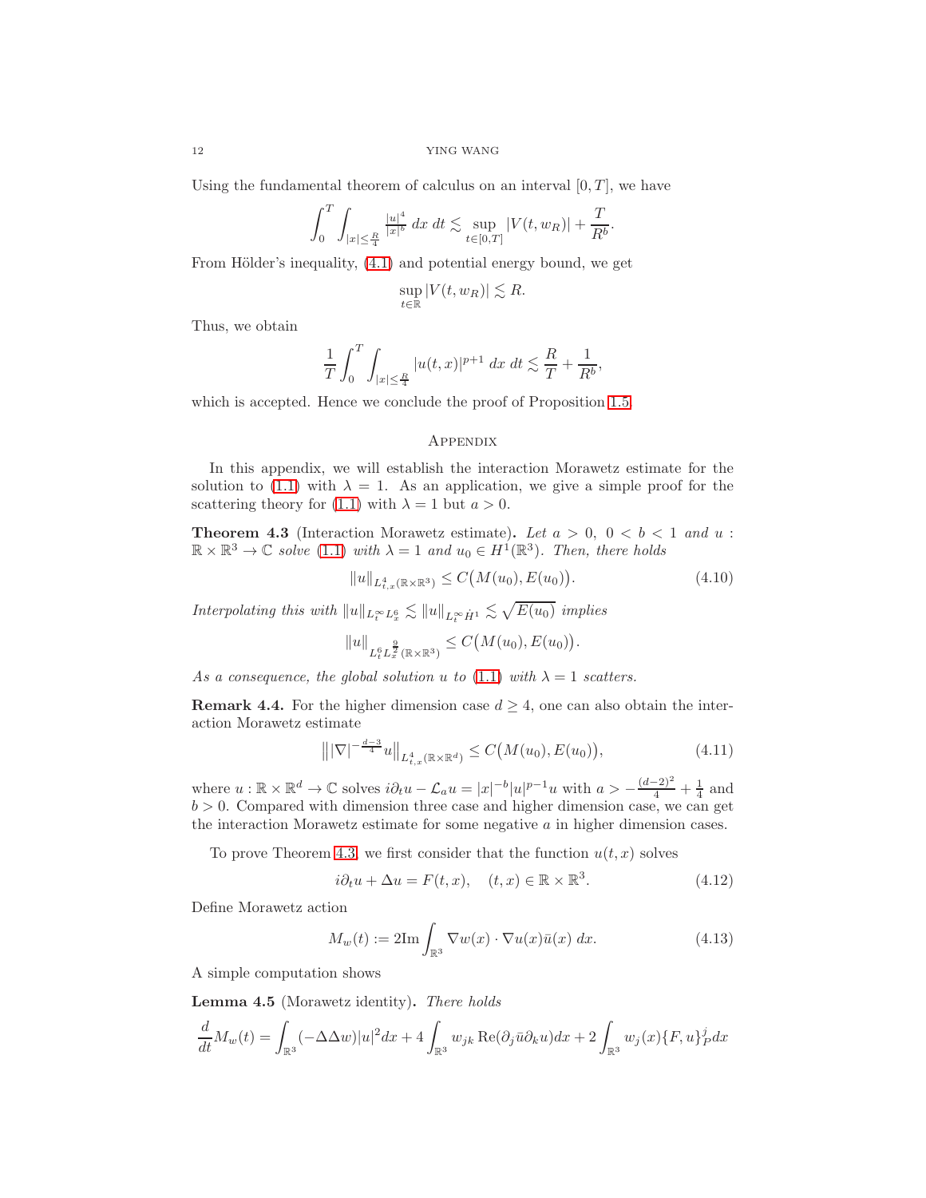Using the fundamental theorem of calculus on an interval $[0,T]$, we have

$$\int_0^T \int_{|x|\leq \frac{R}{4}} \frac{|u|^4}{|x|^b}\, dx\, dt \lesssim \sup_{t\in[0,T]} |V(t,w_R)| + \frac{T}{R^b}.$$

From Hölder's inequality, (4.1) and potential energy bound, we get

$$\sup_{t\in\mathbb{R}} |V(t,w_R)| \lesssim R.$$

Thus, we obtain

$$\frac{1}{T}\int_0^T \int_{|x|\leq \frac{R}{4}} |u(t,x)|^{p+1}\, dx\, dt \lesssim \frac{R}{T} + \frac{1}{R^b},$$

which is accepted. Hence we conclude the proof of Proposition 1.5.

## Appendix

In this appendix, we will establish the interaction Morawetz estimate for the solution to (1.1) with $\lambda = 1$. As an application, we give a simple proof for the scattering theory for (1.1) with $\lambda = 1$ but $a > 0$.

**Theorem 4.3** (Interaction Morawetz estimate)**.** *Let $a > 0$, $0 < b < 1$ and $u : \mathbb{R}\times\mathbb{R}^3 \to \mathbb{C}$ solve (1.1) with $\lambda = 1$ and $u_0 \in H^1(\mathbb{R}^3)$. Then, there holds*

$$\|u\|_{L^4_{t,x}(\mathbb{R}\times\mathbb{R}^3)} \leq C\big(M(u_0), E(u_0)\big). \tag{4.10}$$

*Interpolating this with $\|u\|_{L^\infty_t L^6_x} \lesssim \|u\|_{L^\infty_t \dot{H}^1} \lesssim \sqrt{E(u_0)}$ implies*

$$\|u\|_{L^6_t L^{\frac{9}{2}}_x(\mathbb{R}\times\mathbb{R}^3)} \leq C\big(M(u_0), E(u_0)\big).$$

*As a consequence, the global solution $u$ to (1.1) with $\lambda = 1$ scatters.*

**Remark 4.4.** For the higher dimension case $d \geq 4$, one can also obtain the interaction Morawetz estimate

$$\big\||\nabla|^{-\frac{d-3}{4}} u\big\|_{L^4_{t,x}(\mathbb{R}\times\mathbb{R}^d)} \leq C\big(M(u_0), E(u_0)\big), \tag{4.11}$$

where $u : \mathbb{R}\times\mathbb{R}^d \to \mathbb{C}$ solves $i\partial_t u - \mathcal{L}_a u = |x|^{-b}|u|^{p-1}u$ with $a > -\frac{(d-2)^2}{4} + \frac{1}{4}$ and $b > 0$. Compared with dimension three case and higher dimension case, we can get the interaction Morawetz estimate for some negative $a$ in higher dimension cases.

To prove Theorem 4.3, we first consider that the function $u(t,x)$ solves

$$i\partial_t u + \Delta u = F(t,x), \quad (t,x) \in \mathbb{R}\times\mathbb{R}^3. \tag{4.12}$$

Define Morawetz action

$$M_w(t) := 2\mathrm{Im}\int_{\mathbb{R}^3} \nabla w(x)\cdot\nabla u(x)\bar{u}(x)\, dx. \tag{4.13}$$

A simple computation shows

**Lemma 4.5** (Morawetz identity)**.** *There holds*

$$\frac{d}{dt}M_w(t) = \int_{\mathbb{R}^3} (-\Delta\Delta w)|u|^2 dx + 4\int_{\mathbb{R}^3} w_{jk}\,\mathrm{Re}(\partial_j\bar{u}\partial_k u)dx + 2\int_{\mathbb{R}^3} w_j(x)\{F,u\}^j_P dx$$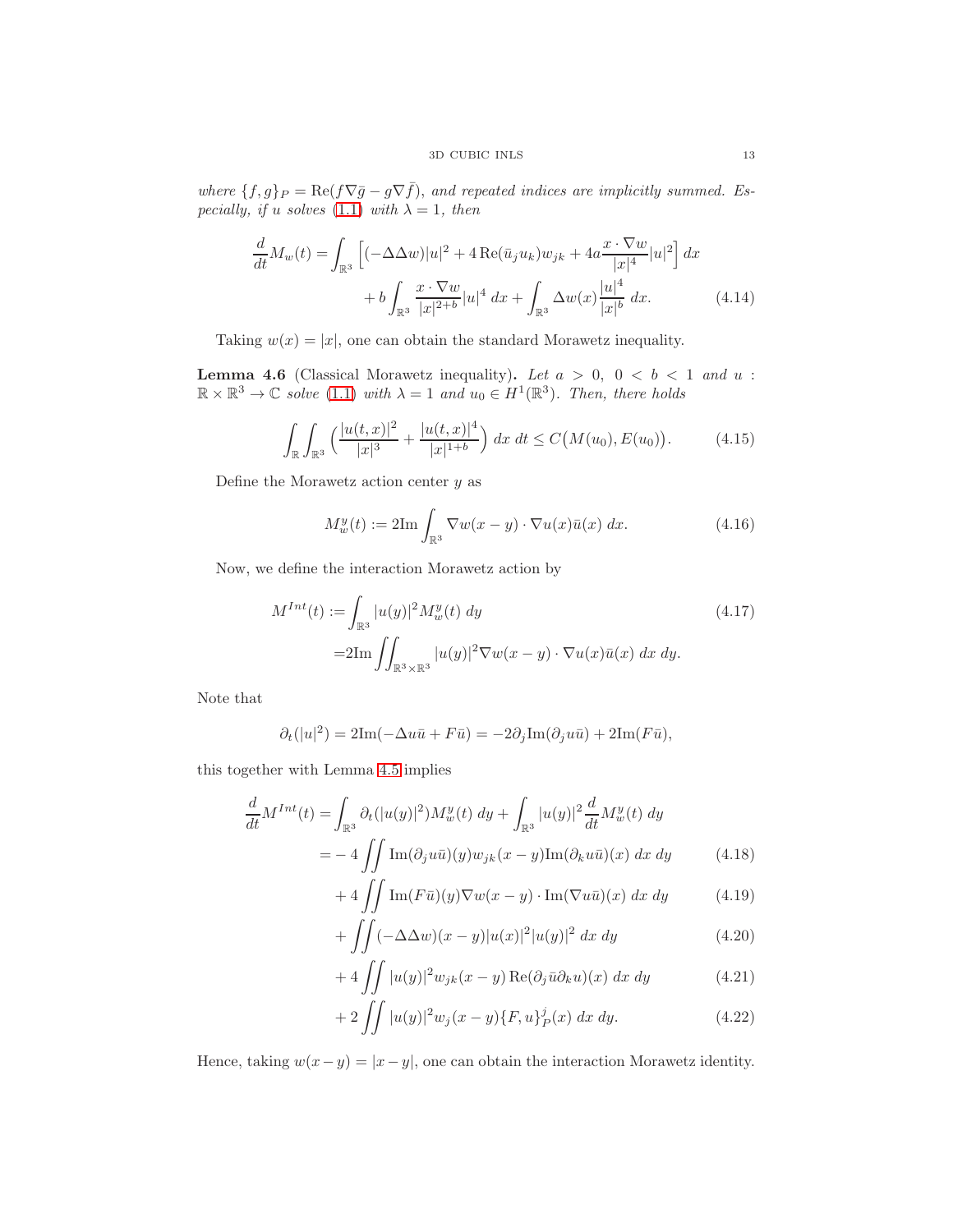*where* $\{f, g\}_P = \mathrm{Re}(f\nabla \bar{g} - g\nabla \bar{f})$*, and repeated indices are implicitly summed. Especially, if* $u$ *solves* (1.1) *with* $\lambda = 1$*, then*

$$\frac{d}{dt}M_w(t) = \int_{\mathbb{R}^3} \Big[(-\Delta\Delta w)|u|^2 + 4\,\mathrm{Re}(\bar{u}_j u_k)w_{jk} + 4a\frac{x\cdot\nabla w}{|x|^4}|u|^2\Big]\,dx$$
$$+\, b\int_{\mathbb{R}^3} \frac{x\cdot\nabla w}{|x|^{2+b}}|u|^4\,dx + \int_{\mathbb{R}^3} \Delta w(x)\frac{|u|^4}{|x|^b}\,dx. \tag{4.14}$$

Taking $w(x) = |x|$, one can obtain the standard Morawetz inequality.

**Lemma 4.6** (Classical Morawetz inequality)**.** *Let* $a > 0$*,* $0 < b < 1$ *and* $u : \mathbb{R}\times\mathbb{R}^3 \to \mathbb{C}$ *solve* (1.1) *with* $\lambda = 1$ *and* $u_0 \in H^1(\mathbb{R}^3)$*. Then, there holds*

$$\int_{\mathbb{R}}\int_{\mathbb{R}^3} \Big(\frac{|u(t,x)|^2}{|x|^3} + \frac{|u(t,x)|^4}{|x|^{1+b}}\Big)\,dx\,dt \le C\big(M(u_0), E(u_0)\big). \tag{4.15}$$

Define the Morawetz action center $y$ as

$$M_w^y(t) := 2\mathrm{Im}\int_{\mathbb{R}^3} \nabla w(x-y)\cdot\nabla u(x)\bar{u}(x)\,dx. \tag{4.16}$$

Now, we define the interaction Morawetz action by

$$\begin{aligned} M^{Int}(t) :=& \int_{\mathbb{R}^3} |u(y)|^2 M_w^y(t)\,dy \\ =& 2\mathrm{Im}\iint_{\mathbb{R}^3\times\mathbb{R}^3} |u(y)|^2\nabla w(x-y)\cdot\nabla u(x)\bar{u}(x)\,dx\,dy. \end{aligned} \tag{4.17}$$

Note that

$$\partial_t(|u|^2) = 2\mathrm{Im}(-\Delta u\bar{u} + F\bar{u}) = -2\partial_j\mathrm{Im}(\partial_j u\bar{u}) + 2\mathrm{Im}(F\bar{u}),$$

this together with Lemma 4.5 implies

$$\frac{d}{dt}M^{Int}(t) = \int_{\mathbb{R}^3} \partial_t(|u(y)|^2)M_w^y(t)\,dy + \int_{\mathbb{R}^3} |u(y)|^2\frac{d}{dt}M_w^y(t)\,dy$$
$$= -4\iint \mathrm{Im}(\partial_j u\bar{u})(y)w_{jk}(x-y)\mathrm{Im}(\partial_k u\bar{u})(x)\,dx\,dy \tag{4.18}$$
$$+\, 4\iint \mathrm{Im}(F\bar{u})(y)\nabla w(x-y)\cdot\mathrm{Im}(\nabla u\bar{u})(x)\,dx\,dy \tag{4.19}$$
$$+ \iint (-\Delta\Delta w)(x-y)|u(x)|^2|u(y)|^2\,dx\,dy \tag{4.20}$$
$$+\, 4\iint |u(y)|^2 w_{jk}(x-y)\,\mathrm{Re}(\partial_j\bar{u}\partial_k u)(x)\,dx\,dy \tag{4.21}$$
$$+\, 2\iint |u(y)|^2 w_j(x-y)\{F,u\}_P^j(x)\,dx\,dy. \tag{4.22}$$

Hence, taking $w(x-y) = |x-y|$, one can obtain the interaction Morawetz identity.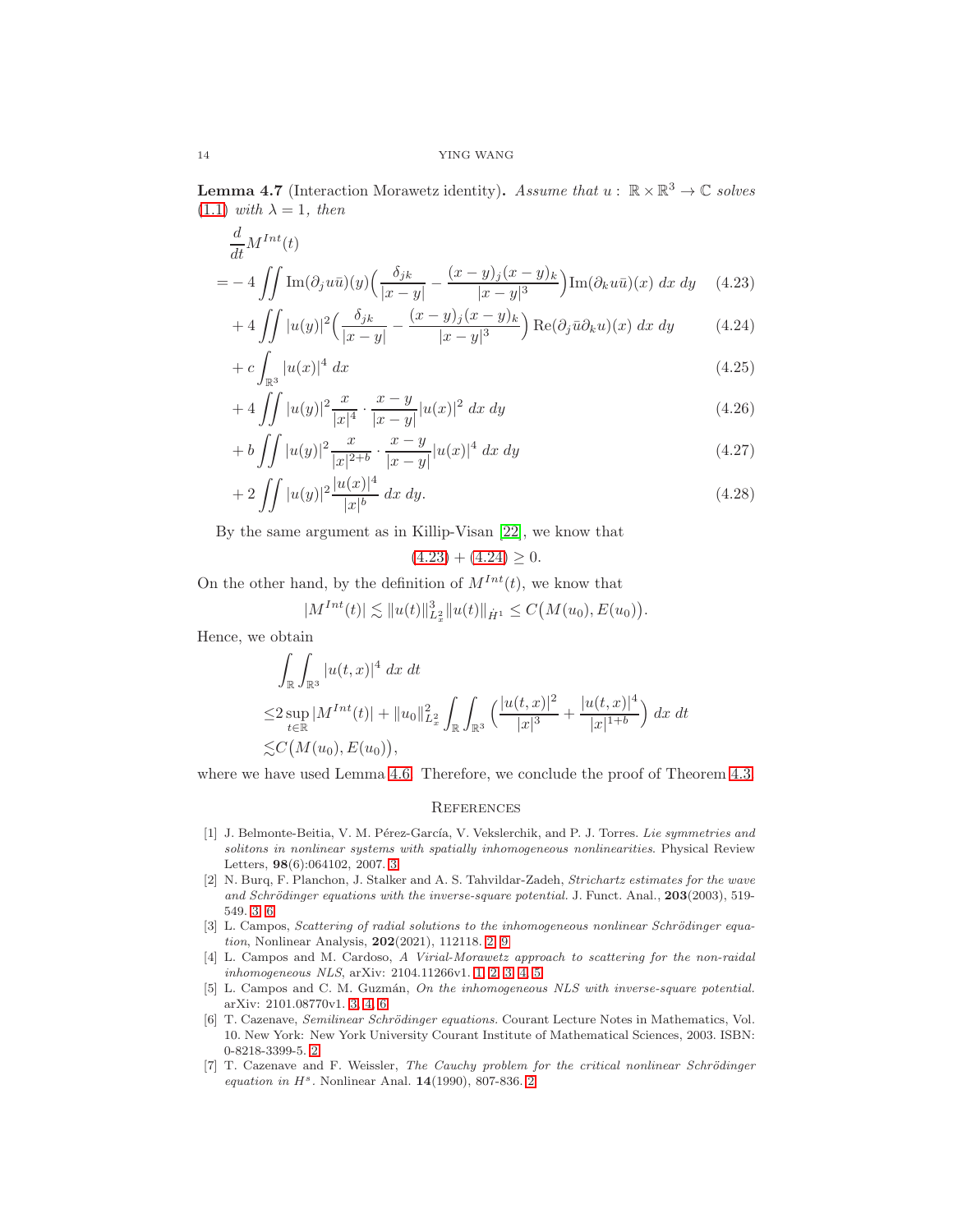**Lemma 4.7** (Interaction Morawetz identity)**.** *Assume that* $u: \mathbb{R}\times\mathbb{R}^3 \to \mathbb{C}$ *solves* (1.1) *with* $\lambda = 1$*, then*

$$
\begin{aligned}
&\frac{d}{dt}M^{Int}(t) \\
=&-4\iint \operatorname{Im}(\partial_j u\bar{u})(y)\Big(\frac{\delta_{jk}}{|x-y|}-\frac{(x-y)_j(x-y)_k}{|x-y|^3}\Big)\operatorname{Im}(\partial_k u\bar{u})(x)\ dx\ dy \qquad (4.23)\\
&+4\iint |u(y)|^2\Big(\frac{\delta_{jk}}{|x-y|}-\frac{(x-y)_j(x-y)_k}{|x-y|^3}\Big)\operatorname{Re}(\partial_j\bar{u}\partial_k u)(x)\ dx\ dy \qquad (4.24)\\
&+c\int_{\mathbb{R}^3}|u(x)|^4\ dx \qquad (4.25)\\
&+4\iint |u(y)|^2\frac{x}{|x|^4}\cdot\frac{x-y}{|x-y|}|u(x)|^2\ dx\ dy \qquad (4.26)\\
&+b\iint |u(y)|^2\frac{x}{|x|^{2+b}}\cdot\frac{x-y}{|x-y|}|u(x)|^4\ dx\ dy \qquad (4.27)\\
&+2\iint |u(y)|^2\frac{|u(x)|^4}{|x|^b}\ dx\ dy. \qquad (4.28)
\end{aligned}
$$

By the same argument as in Killip-Visan [22], we know that

$$(4.23) + (4.24) \geq 0.$$

On the other hand, by the definition of $M^{Int}(t)$, we know that

$$|M^{Int}(t)| \lesssim \|u(t)\|_{L_x^2}^3\|u(t)\|_{\dot{H}^1} \leq C\big(M(u_0), E(u_0)\big).$$

Hence, we obtain

$$
\begin{aligned}
&\int_{\mathbb{R}}\int_{\mathbb{R}^3}|u(t,x)|^4\ dx\ dt\\
\leq& 2\sup_{t\in\mathbb{R}}|M^{Int}(t)| + \|u_0\|_{L_x^2}^2\int_{\mathbb{R}}\int_{\mathbb{R}^3}\Big(\frac{|u(t,x)|^2}{|x|^3}+\frac{|u(t,x)|^4}{|x|^{1+b}}\Big)\ dx\ dt\\
\lesssim& C\big(M(u_0), E(u_0)\big),
\end{aligned}
$$

where we have used Lemma 4.6. Therefore, we conclude the proof of Theorem 4.3.

## References

[1] J. Belmonte-Beitia, V. M. Pérez-García, V. Vekslerchik, and P. J. Torres. *Lie symmetries and solitons in nonlinear systems with spatially inhomogeneous nonlinearities*. Physical Review Letters, **98**(6):064102, 2007. 3

[2] N. Burq, F. Planchon, J. Stalker and A. S. Tahvildar-Zadeh, *Strichartz estimates for the wave and Schrödinger equations with the inverse-square potential*. J. Funct. Anal., **203**(2003), 519-549. 3, 6

[3] L. Campos, *Scattering of radial solutions to the inhomogeneous nonlinear Schrödinger equation*, Nonlinear Analysis, **202**(2021), 112118. 2, 9

[4] L. Campos and M. Cardoso, *A Virial-Morawetz approach to scattering for the non-raidal inhomogeneous NLS*, arXiv: 2104.11266v1. 1, 2, 3, 4, 5

[5] L. Campos and C. M. Guzmán, *On the inhomogeneous NLS with inverse-square potential.* arXiv: 2101.08770v1. 3, 4, 6

[6] T. Cazenave, *Semilinear Schrödinger equations*. Courant Lecture Notes in Mathematics, Vol. 10. New York: New York University Courant Institute of Mathematical Sciences, 2003. ISBN: 0-8218-3399-5. 2

[7] T. Cazenave and F. Weissler, *The Cauchy problem for the critical nonlinear Schrödinger equation in $H^s$*. Nonlinear Anal. **14**(1990), 807-836. 2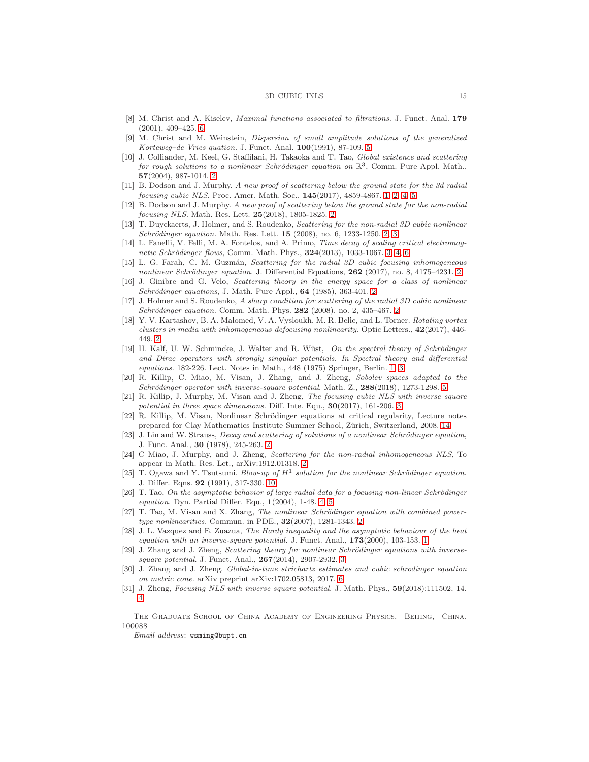[8] M. Christ and A. Kiselev, *Maximal functions associated to filtrations.* J. Funct. Anal. **179** (2001), 409–425. 6

[9] M. Christ and M. Weinstein, *Dispersion of small amplitude solutions of the generalized Korteweg–de Vries quation.* J. Funct. Anal. **100**(1991), 87-109. 5

[10] J. Colliander, M. Keel, G. Staffilani, H. Takaoka and T. Tao, *Global existence and scattering for rough solutions to a nonlinear Schrödinger equation on* $\mathbb{R}^3$, Comm. Pure Appl. Math., **57**(2004), 987-1014. 2

[11] B. Dodson and J. Murphy. *A new proof of scattering below the ground state for the 3d radial focusing cubic NLS.* Proc. Amer. Math. Soc., **145**(2017), 4859-4867. 1, 2, 4, 5

[12] B. Dodson and J. Murphy. *A new proof of scattering below the ground state for the non-radial focusing NLS.* Math. Res. Lett. **25**(2018), 1805-1825. 2

[13] T. Duyckaerts, J. Holmer, and S. Roudenko, *Scattering for the non-radial 3D cubic nonlinear Schrödinger equation.* Math. Res. Lett. **15** (2008), no. 6, 1233-1250. 2, 3

[14] L. Fanelli, V. Felli, M. A. Fontelos, and A. Primo, *Time decay of scaling critical electromagnetic Schrödinger flows*, Comm. Math. Phys., **324**(2013), 1033-1067. 3, 4, 6

[15] L. G. Farah, C. M. Guzmán, *Scattering for the radial 3D cubic focusing inhomogeneous nonlinear Schrödinger equation.* J. Differential Equations, **262** (2017), no. 8, 4175–4231. 2

[16] J. Ginibre and G. Velo, *Scattering theory in the energy space for a class of nonlinear Schrödinger equations*, J. Math. Pure Appl., **64** (1985), 363-401. 2

[17] J. Holmer and S. Roudenko, *A sharp condition for scattering of the radial 3D cubic nonlinear Schrödinger equation.* Comm. Math. Phys. **282** (2008), no. 2, 435–467. 2

[18] Y. V. Kartashov, B. A. Malomed, V. A. Vysloukh, M. R. Belic, and L. Torner. *Rotating vortex clusters in media with inhomogeneous defocusing nonlinearity.* Optic Letters., **42**(2017), 446-449. 2

[19] H. Kalf, U. W. Schmincke, J. Walter and R. Wüst, *On the spectral theory of Schrödinger and Dirac operators with strongly singular potentials. In Spectral theory and differential equations.* 182-226. Lect. Notes in Math., 448 (1975) Springer, Berlin. 1, 3

[20] R. Killip, C. Miao, M. Visan, J. Zhang, and J. Zheng, *Sobolev spaces adapted to the Schrödinger operator with inverse-square potential.* Math. Z., **288**(2018), 1273-1298. 5

[21] R. Killip, J. Murphy, M. Visan and J. Zheng, *The focusing cubic NLS with inverse square potential in three space dimensions.* Diff. Inte. Equ., **30**(2017), 161-206. 3

[22] R. Killip, M. Visan, Nonlinear Schrödinger equations at critical regularity, Lecture notes prepared for Clay Mathematics Institute Summer School, Zürich, Switzerland, 2008. 14

[23] J. Lin and W. Strauss, *Decay and scattering of solutions of a nonlinear Schrödinger equation*, J. Func. Anal., **30** (1978), 245-263. 2

[24] C Miao, J. Murphy, and J. Zheng, *Scattering for the non-radial inhomogeneous NLS*, To appear in Math. Res. Let., arXiv:1912.01318. 2

[25] T. Ogawa and Y. Tsutsumi, *Blow-up of* $H^1$ *solution for the nonlinear Schrödinger equation.* J. Differ. Eqns. **92** (1991), 317-330. 10

[26] T. Tao, *On the asymptotic behavior of large radial data for a focusing non-linear Schrödinger equation.* Dyn. Partial Differ. Equ., **1**(2004), 1-48. 4, 5

[27] T. Tao, M. Visan and X. Zhang, *The nonlinear Schrödinger equation with combined power-type nonlinearities.* Commun. in PDE., **32**(2007), 1281-1343. 2

[28] J. L. Vazquez and E. Zuazua, *The Hardy inequality and the asymptotic behaviour of the heat equation with an inverse-square potential.* J. Funct. Anal., **173**(2000), 103-153. 1

[29] J. Zhang and J. Zheng, *Scattering theory for nonlinear Schrödinger equations with inverse-square potential.* J. Funct. Anal., **267**(2014), 2907-2932. 3

[30] J. Zhang and J. Zheng. *Global-in-time strichartz estimates and cubic schrodinger equation on metric cone.* arXiv preprint arXiv:1702.05813, 2017. 6

[31] J. Zheng, *Focusing NLS with inverse square potential.* J. Math. Phys., **59**(2018):111502, 14. 4

The Graduate School of China Academy of Engineering Physics, Beijing, China, 100088

*Email address*: wsming@bupt.cn